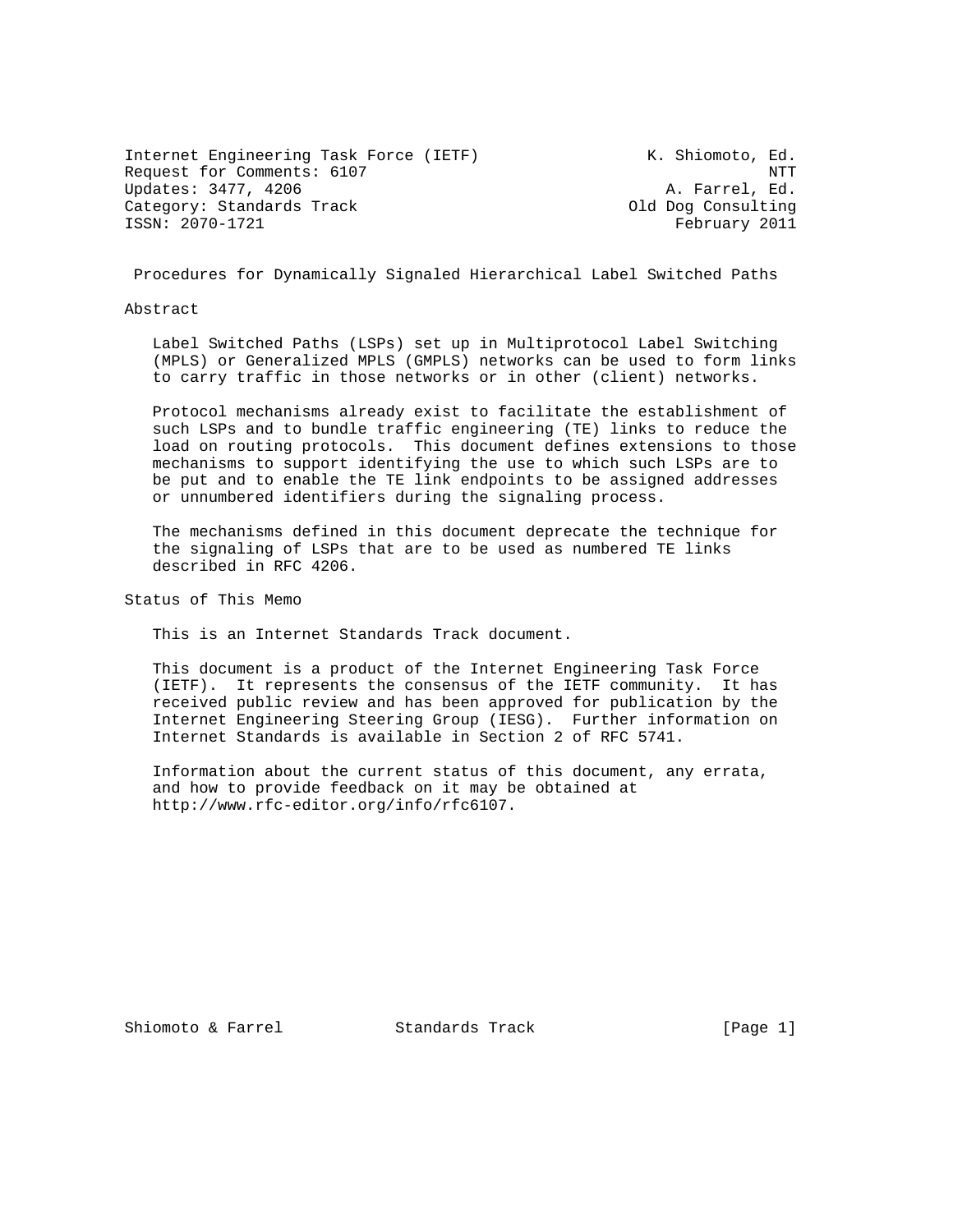Internet Engineering Task Force (IETF) K. Shiomoto, Ed.
Request for Comments: 6107 NTT
Updates: 3477, 4206 A. Farrel, Ed.
Category: Standards Track Old Dog Consulting
ISSN: 2070-1721 February 2011

# Procedures for Dynamically Signaled Hierarchical Label Switched Paths

## Abstract

Label Switched Paths (LSPs) set up in Multiprotocol Label Switching (MPLS) or Generalized MPLS (GMPLS) networks can be used to form links to carry traffic in those networks or in other (client) networks.

Protocol mechanisms already exist to facilitate the establishment of such LSPs and to bundle traffic engineering (TE) links to reduce the load on routing protocols. This document defines extensions to those mechanisms to support identifying the use to which such LSPs are to be put and to enable the TE link endpoints to be assigned addresses or unnumbered identifiers during the signaling process.

The mechanisms defined in this document deprecate the technique for the signaling of LSPs that are to be used as numbered TE links described in RFC 4206.

## Status of This Memo

This is an Internet Standards Track document.

This document is a product of the Internet Engineering Task Force (IETF). It represents the consensus of the IETF community. It has received public review and has been approved for publication by the Internet Engineering Steering Group (IESG). Further information on Internet Standards is available in Section 2 of RFC 5741.

Information about the current status of this document, any errata, and how to provide feedback on it may be obtained at http://www.rfc-editor.org/info/rfc6107.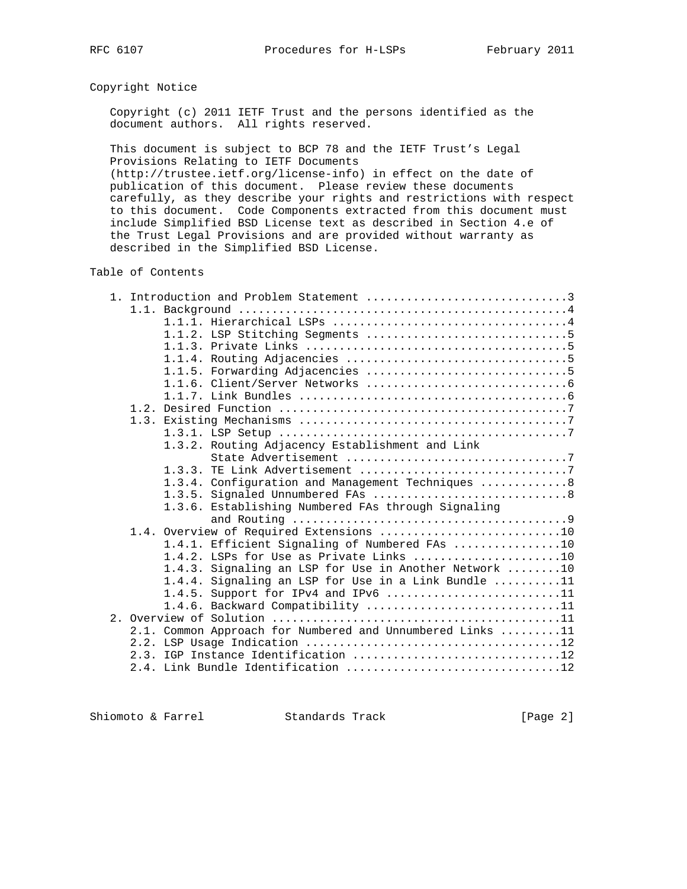## Copyright Notice

Copyright (c) 2011 IETF Trust and the persons identified as the document authors. All rights reserved.

This document is subject to BCP 78 and the IETF Trust's Legal Provisions Relating to IETF Documents (http://trustee.ietf.org/license-info) in effect on the date of publication of this document. Please review these documents carefully, as they describe your rights and restrictions with respect to this document. Code Components extracted from this document must include Simplified BSD License text as described in Section 4.e of the Trust Legal Provisions and are provided without warranty as described in the Simplified BSD License.

## Table of Contents

```
   1. Introduction and Problem Statement .............................3
      1.1. Background ................................................4
           1.1.1. Hierarchical LSPs ..................................4
           1.1.2. LSP Stitching Segments .............................5
           1.1.3. Private Links ......................................5
           1.1.4. Routing Adjacencies ................................5
           1.1.5. Forwarding Adjacencies .............................5
           1.1.6. Client/Server Networks .............................6
           1.1.7. Link Bundles .......................................6
      1.2. Desired Function ..........................................7
      1.3. Existing Mechanisms .......................................7
           1.3.1. LSP Setup ..........................................7
           1.3.2. Routing Adjacency Establishment and Link
                  State Advertisement ................................7
           1.3.3. TE Link Advertisement ..............................7
           1.3.4. Configuration and Management Techniques ............8
           1.3.5. Signaled Unnumbered FAs ............................8
           1.3.6. Establishing Numbered FAs through Signaling
                  and Routing ........................................9
      1.4. Overview of Required Extensions ..........................10
           1.4.1. Efficient Signaling of Numbered FAs ...............10
           1.4.2. LSPs for Use as Private Links .....................10
           1.4.3. Signaling an LSP for Use in Another Network .......10
           1.4.4. Signaling an LSP for Use in a Link Bundle .........11
           1.4.5. Support for IPv4 and IPv6 .........................11
           1.4.6. Backward Compatibility ............................11
   2. Overview of Solution ..........................................11
      2.1. Common Approach for Numbered and Unnumbered Links ........11
      2.2. LSP Usage Indication .....................................12
      2.3. IGP Instance Identification ..............................12
      2.4. Link Bundle Identification ...............................12
```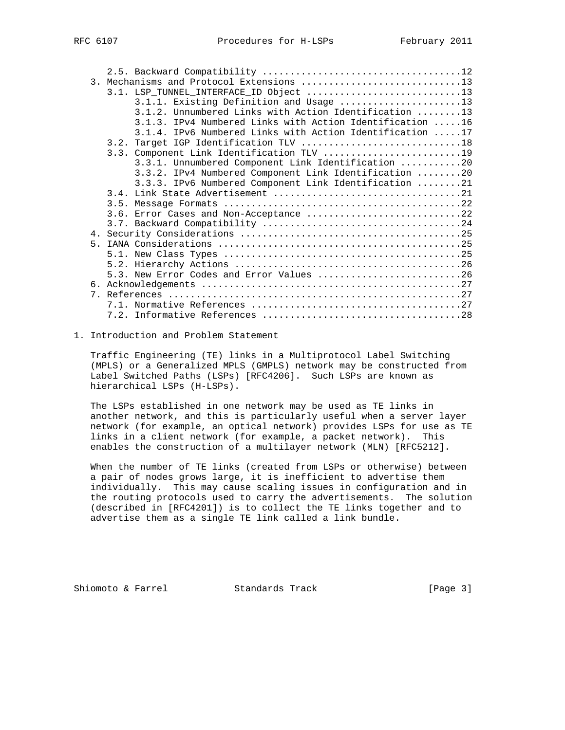2.5. Backward Compatibility ....................................12
3. Mechanisms and Protocol Extensions ............................13
   3.1. LSP_TUNNEL_INTERFACE_ID Object ...........................13
      3.1.1. Existing Definition and Usage ......................13
      3.1.2. Unnumbered Links with Action Identification ........13
      3.1.3. IPv4 Numbered Links with Action Identification .....16
      3.1.4. IPv6 Numbered Links with Action Identification .....17
   3.2. Target IGP Identification TLV ............................18
   3.3. Component Link Identification TLV ........................19
      3.3.1. Unnumbered Component Link Identification ...........20
      3.3.2. IPv4 Numbered Component Link Identification ........20
      3.3.3. IPv6 Numbered Component Link Identification ........21
   3.4. Link State Advertisement .................................21
   3.5. Message Formats ..........................................22
   3.6. Error Cases and Non-Acceptance ...........................22
   3.7. Backward Compatibility ...................................24
4. Security Considerations .......................................25
5. IANA Considerations ...........................................25
   5.1. New Class Types ..........................................25
   5.2. Hierarchy Actions ........................................26
   5.3. New Error Codes and Error Values .........................26
6. Acknowledgements ..............................................27
7. References ....................................................27
   7.1. Normative References .....................................27
   7.2. Informative References ...................................28

# 1. Introduction and Problem Statement

Traffic Engineering (TE) links in a Multiprotocol Label Switching (MPLS) or a Generalized MPLS (GMPLS) network may be constructed from Label Switched Paths (LSPs) [RFC4206]. Such LSPs are known as hierarchical LSPs (H-LSPs).

The LSPs established in one network may be used as TE links in another network, and this is particularly useful when a server layer network (for example, an optical network) provides LSPs for use as TE links in a client network (for example, a packet network). This enables the construction of a multilayer network (MLN) [RFC5212].

When the number of TE links (created from LSPs or otherwise) between a pair of nodes grows large, it is inefficient to advertise them individually. This may cause scaling issues in configuration and in the routing protocols used to carry the advertisements. The solution (described in [RFC4201]) is to collect the TE links together and to advertise them as a single TE link called a link bundle.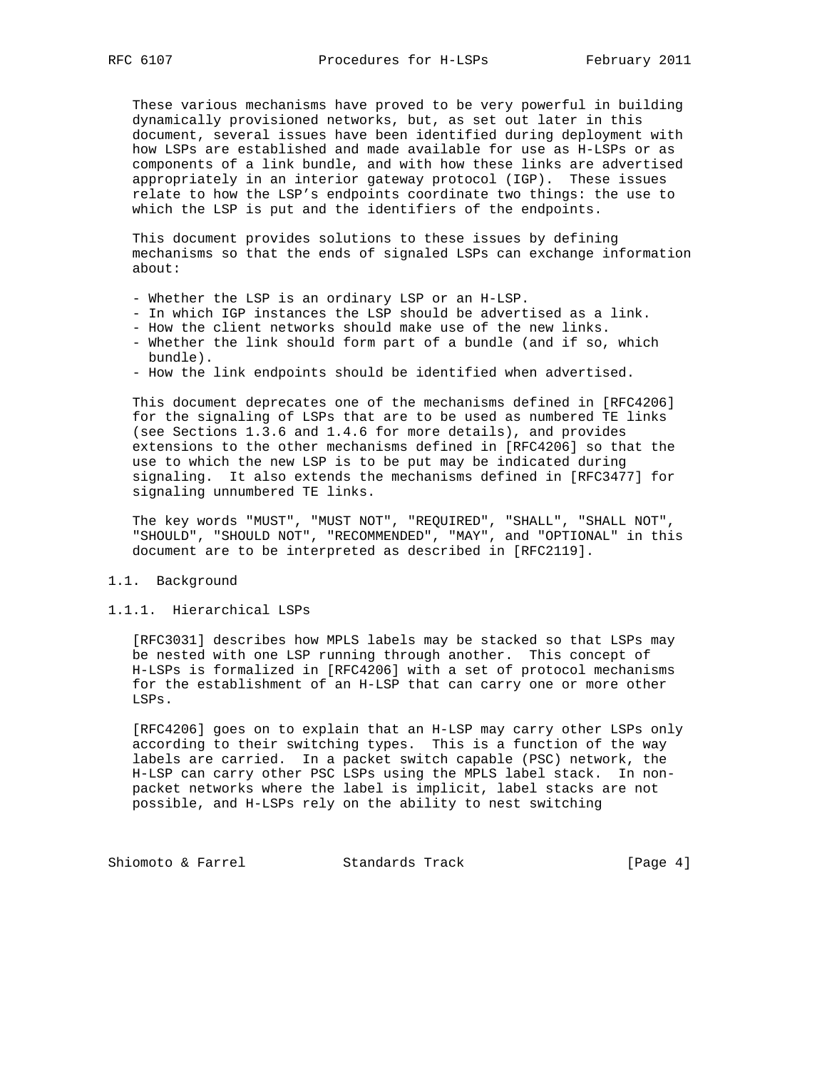These various mechanisms have proved to be very powerful in building dynamically provisioned networks, but, as set out later in this document, several issues have been identified during deployment with how LSPs are established and made available for use as H-LSPs or as components of a link bundle, and with how these links are advertised appropriately in an interior gateway protocol (IGP). These issues relate to how the LSP's endpoints coordinate two things: the use to which the LSP is put and the identifiers of the endpoints.

This document provides solutions to these issues by defining mechanisms so that the ends of signaled LSPs can exchange information about:

- Whether the LSP is an ordinary LSP or an H-LSP.
- In which IGP instances the LSP should be advertised as a link.
- How the client networks should make use of the new links.
- Whether the link should form part of a bundle (and if so, which bundle).
- How the link endpoints should be identified when advertised.

This document deprecates one of the mechanisms defined in [RFC4206] for the signaling of LSPs that are to be used as numbered TE links (see Sections 1.3.6 and 1.4.6 for more details), and provides extensions to the other mechanisms defined in [RFC4206] so that the use to which the new LSP is to be put may be indicated during signaling. It also extends the mechanisms defined in [RFC3477] for signaling unnumbered TE links.

The key words "MUST", "MUST NOT", "REQUIRED", "SHALL", "SHALL NOT", "SHOULD", "SHOULD NOT", "RECOMMENDED", "MAY", and "OPTIONAL" in this document are to be interpreted as described in [RFC2119].

## 1.1. Background

### 1.1.1. Hierarchical LSPs

[RFC3031] describes how MPLS labels may be stacked so that LSPs may be nested with one LSP running through another. This concept of H-LSPs is formalized in [RFC4206] with a set of protocol mechanisms for the establishment of an H-LSP that can carry one or more other LSPs.

[RFC4206] goes on to explain that an H-LSP may carry other LSPs only according to their switching types. This is a function of the way labels are carried. In a packet switch capable (PSC) network, the H-LSP can carry other PSC LSPs using the MPLS label stack. In non-packet networks where the label is implicit, label stacks are not possible, and H-LSPs rely on the ability to nest switching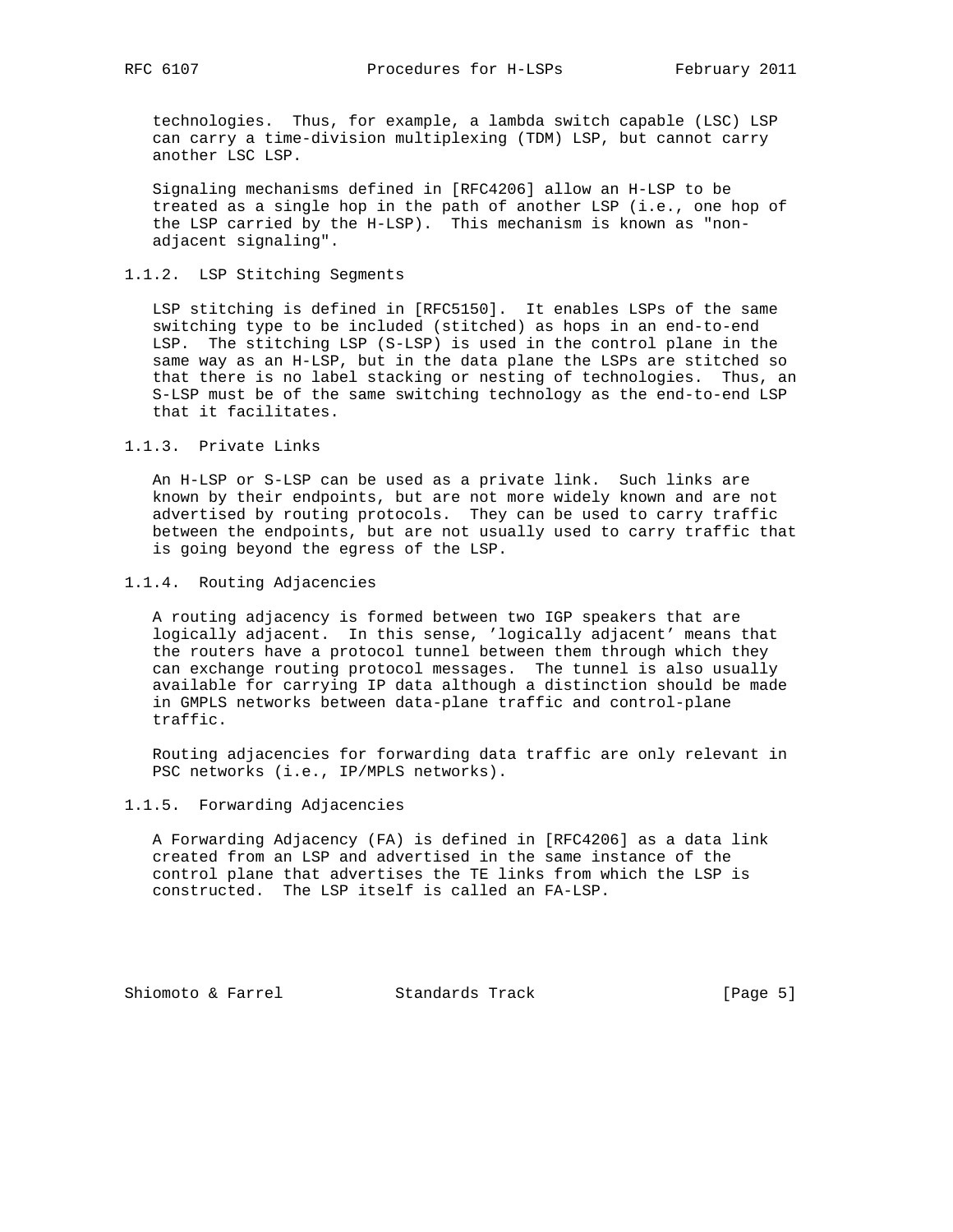technologies. Thus, for example, a lambda switch capable (LSC) LSP can carry a time-division multiplexing (TDM) LSP, but cannot carry another LSC LSP.

Signaling mechanisms defined in [RFC4206] allow an H-LSP to be treated as a single hop in the path of another LSP (i.e., one hop of the LSP carried by the H-LSP). This mechanism is known as "non-adjacent signaling".

### 1.1.2. LSP Stitching Segments

LSP stitching is defined in [RFC5150]. It enables LSPs of the same switching type to be included (stitched) as hops in an end-to-end LSP. The stitching LSP (S-LSP) is used in the control plane in the same way as an H-LSP, but in the data plane the LSPs are stitched so that there is no label stacking or nesting of technologies. Thus, an S-LSP must be of the same switching technology as the end-to-end LSP that it facilitates.

### 1.1.3. Private Links

An H-LSP or S-LSP can be used as a private link. Such links are known by their endpoints, but are not more widely known and are not advertised by routing protocols. They can be used to carry traffic between the endpoints, but are not usually used to carry traffic that is going beyond the egress of the LSP.

### 1.1.4. Routing Adjacencies

A routing adjacency is formed between two IGP speakers that are logically adjacent. In this sense, 'logically adjacent' means that the routers have a protocol tunnel between them through which they can exchange routing protocol messages. The tunnel is also usually available for carrying IP data although a distinction should be made in GMPLS networks between data-plane traffic and control-plane traffic.

Routing adjacencies for forwarding data traffic are only relevant in PSC networks (i.e., IP/MPLS networks).

### 1.1.5. Forwarding Adjacencies

A Forwarding Adjacency (FA) is defined in [RFC4206] as a data link created from an LSP and advertised in the same instance of the control plane that advertises the TE links from which the LSP is constructed. The LSP itself is called an FA-LSP.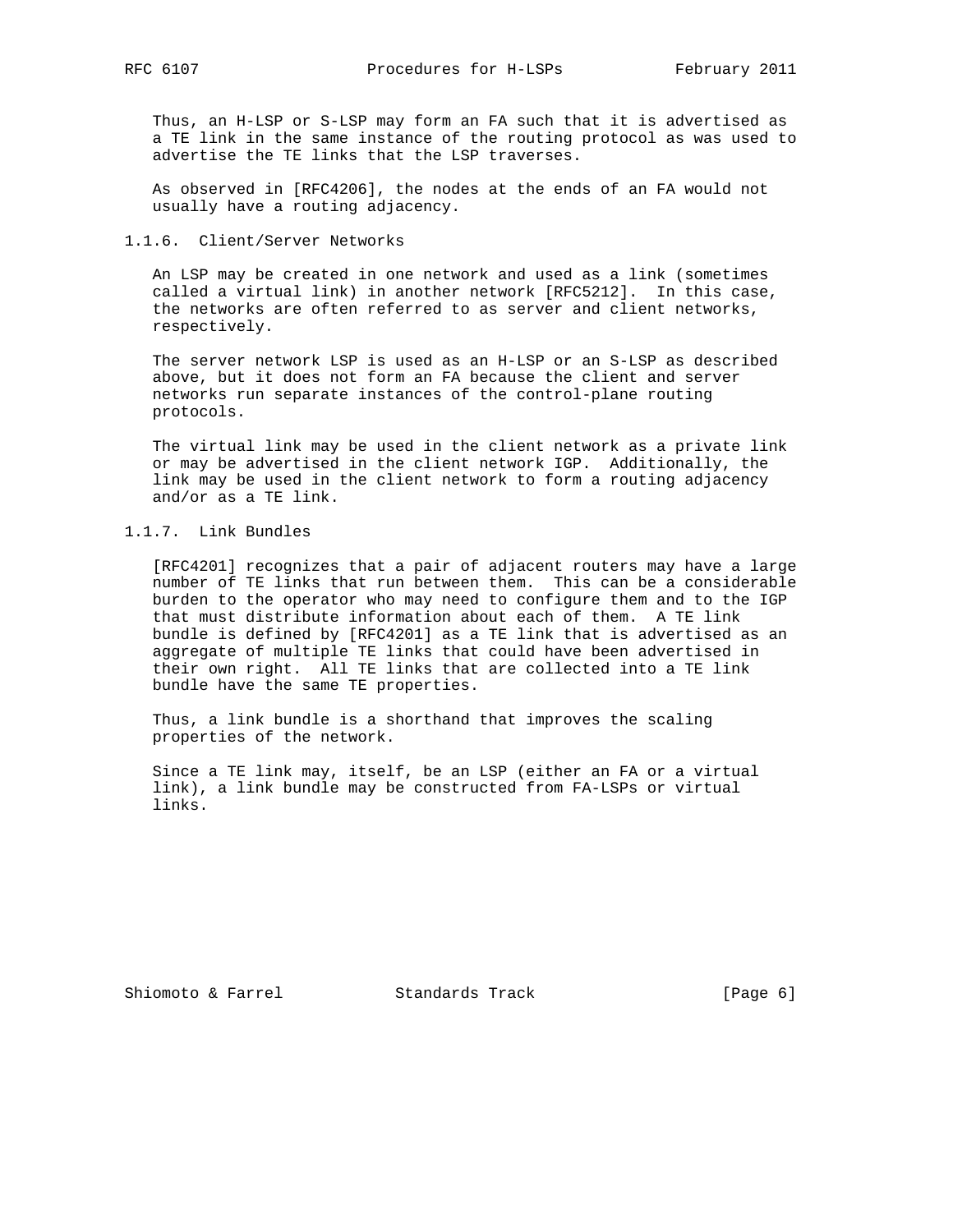Thus, an H-LSP or S-LSP may form an FA such that it is advertised as a TE link in the same instance of the routing protocol as was used to advertise the TE links that the LSP traverses.

As observed in [RFC4206], the nodes at the ends of an FA would not usually have a routing adjacency.

### 1.1.6. Client/Server Networks

An LSP may be created in one network and used as a link (sometimes called a virtual link) in another network [RFC5212]. In this case, the networks are often referred to as server and client networks, respectively.

The server network LSP is used as an H-LSP or an S-LSP as described above, but it does not form an FA because the client and server networks run separate instances of the control-plane routing protocols.

The virtual link may be used in the client network as a private link or may be advertised in the client network IGP. Additionally, the link may be used in the client network to form a routing adjacency and/or as a TE link.

### 1.1.7. Link Bundles

[RFC4201] recognizes that a pair of adjacent routers may have a large number of TE links that run between them. This can be a considerable burden to the operator who may need to configure them and to the IGP that must distribute information about each of them. A TE link bundle is defined by [RFC4201] as a TE link that is advertised as an aggregate of multiple TE links that could have been advertised in their own right. All TE links that are collected into a TE link bundle have the same TE properties.

Thus, a link bundle is a shorthand that improves the scaling properties of the network.

Since a TE link may, itself, be an LSP (either an FA or a virtual link), a link bundle may be constructed from FA-LSPs or virtual links.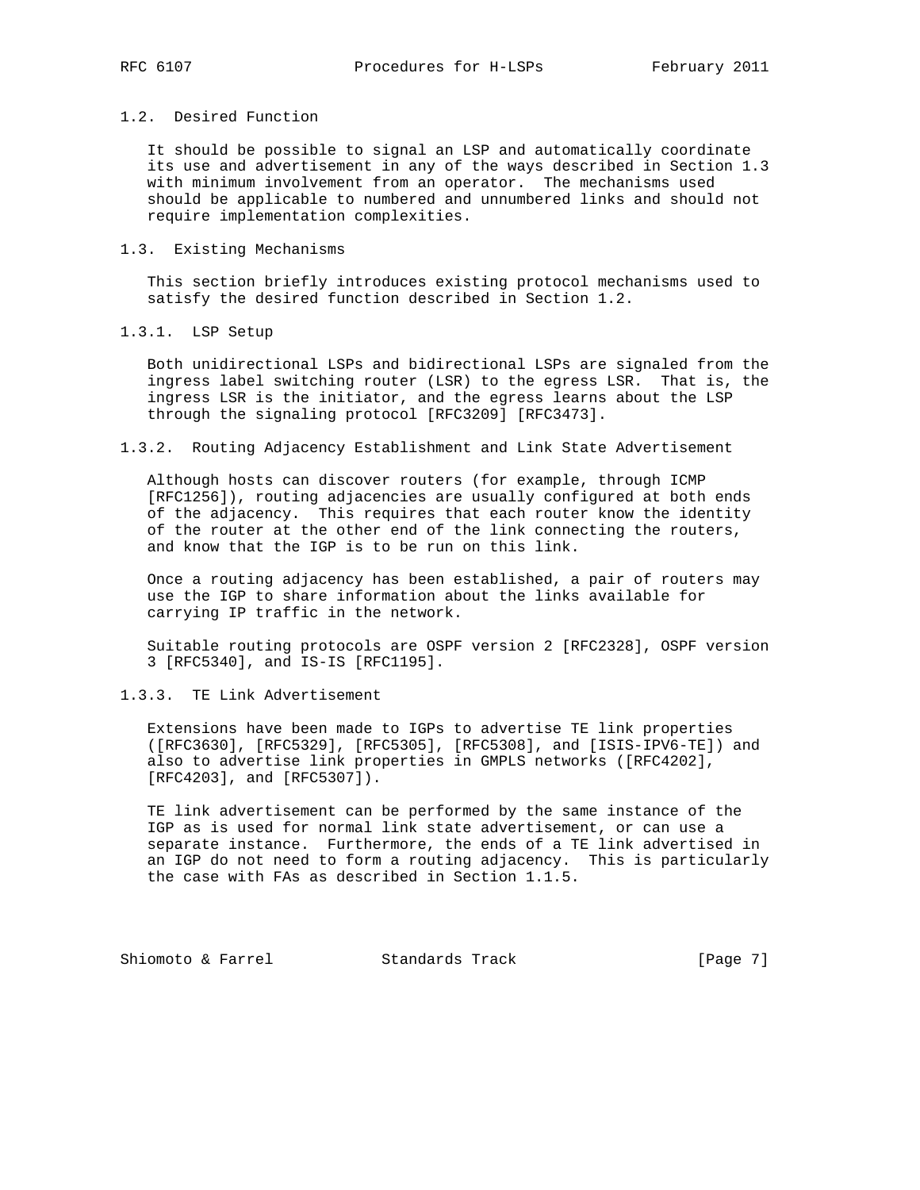### 1.2. Desired Function

It should be possible to signal an LSP and automatically coordinate its use and advertisement in any of the ways described in Section 1.3 with minimum involvement from an operator. The mechanisms used should be applicable to numbered and unnumbered links and should not require implementation complexities.

### 1.3. Existing Mechanisms

This section briefly introduces existing protocol mechanisms used to satisfy the desired function described in Section 1.2.

#### 1.3.1. LSP Setup

Both unidirectional LSPs and bidirectional LSPs are signaled from the ingress label switching router (LSR) to the egress LSR. That is, the ingress LSR is the initiator, and the egress learns about the LSP through the signaling protocol [RFC3209] [RFC3473].

#### 1.3.2. Routing Adjacency Establishment and Link State Advertisement

Although hosts can discover routers (for example, through ICMP [RFC1256]), routing adjacencies are usually configured at both ends of the adjacency. This requires that each router know the identity of the router at the other end of the link connecting the routers, and know that the IGP is to be run on this link.

Once a routing adjacency has been established, a pair of routers may use the IGP to share information about the links available for carrying IP traffic in the network.

Suitable routing protocols are OSPF version 2 [RFC2328], OSPF version 3 [RFC5340], and IS-IS [RFC1195].

#### 1.3.3. TE Link Advertisement

Extensions have been made to IGPs to advertise TE link properties ([RFC3630], [RFC5329], [RFC5305], [RFC5308], and [ISIS-IPV6-TE]) and also to advertise link properties in GMPLS networks ([RFC4202], [RFC4203], and [RFC5307]).

TE link advertisement can be performed by the same instance of the IGP as is used for normal link state advertisement, or can use a separate instance. Furthermore, the ends of a TE link advertised in an IGP do not need to form a routing adjacency. This is particularly the case with FAs as described in Section 1.1.5.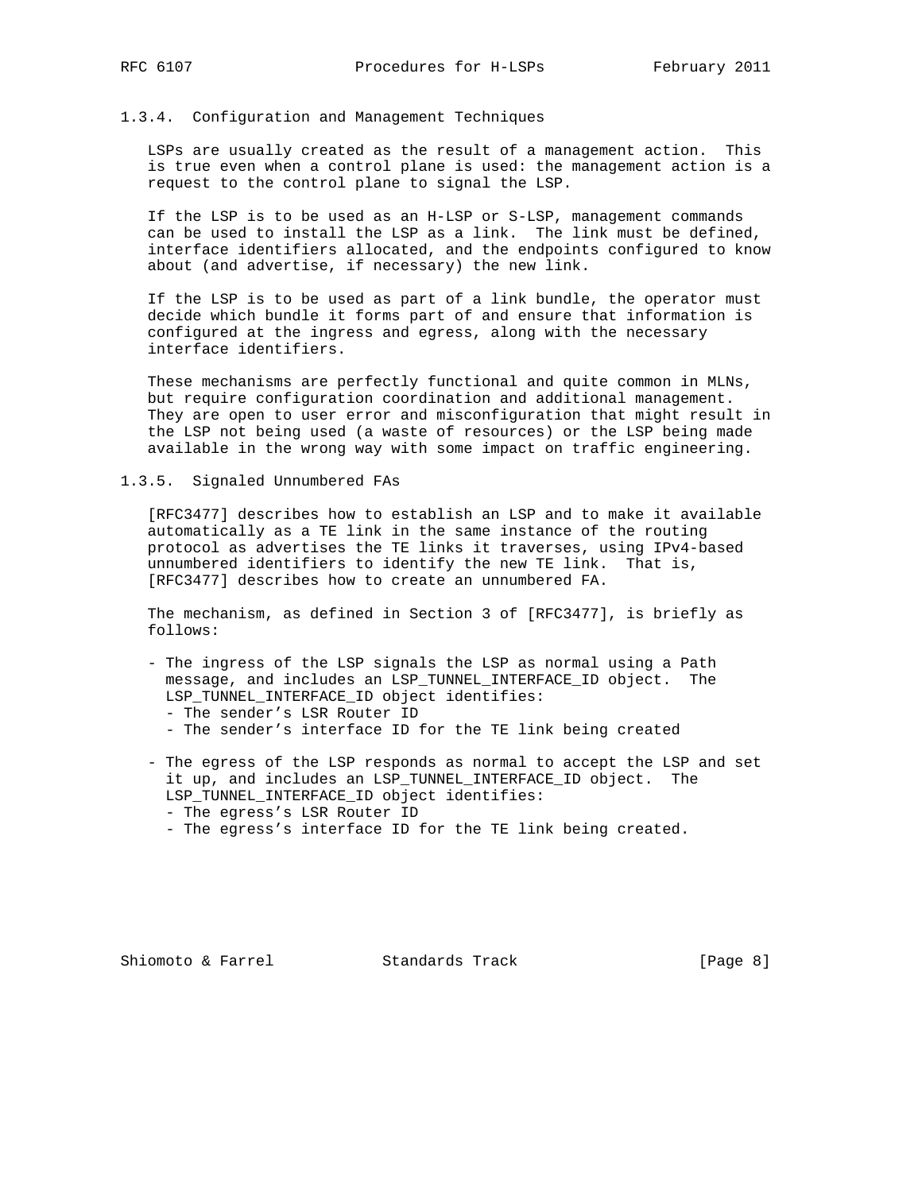### 1.3.4. Configuration and Management Techniques

LSPs are usually created as the result of a management action. This is true even when a control plane is used: the management action is a request to the control plane to signal the LSP.

If the LSP is to be used as an H-LSP or S-LSP, management commands can be used to install the LSP as a link. The link must be defined, interface identifiers allocated, and the endpoints configured to know about (and advertise, if necessary) the new link.

If the LSP is to be used as part of a link bundle, the operator must decide which bundle it forms part of and ensure that information is configured at the ingress and egress, along with the necessary interface identifiers.

These mechanisms are perfectly functional and quite common in MLNs, but require configuration coordination and additional management. They are open to user error and misconfiguration that might result in the LSP not being used (a waste of resources) or the LSP being made available in the wrong way with some impact on traffic engineering.

### 1.3.5. Signaled Unnumbered FAs

[RFC3477] describes how to establish an LSP and to make it available automatically as a TE link in the same instance of the routing protocol as advertises the TE links it traverses, using IPv4-based unnumbered identifiers to identify the new TE link. That is, [RFC3477] describes how to create an unnumbered FA.

The mechanism, as defined in Section 3 of [RFC3477], is briefly as follows:

- The ingress of the LSP signals the LSP as normal using a Path message, and includes an LSP_TUNNEL_INTERFACE_ID object. The LSP_TUNNEL_INTERFACE_ID object identifies:
  - The sender’s LSR Router ID
  - The sender’s interface ID for the TE link being created

- The egress of the LSP responds as normal to accept the LSP and set it up, and includes an LSP_TUNNEL_INTERFACE_ID object. The LSP_TUNNEL_INTERFACE_ID object identifies:
  - The egress’s LSR Router ID
  - The egress’s interface ID for the TE link being created.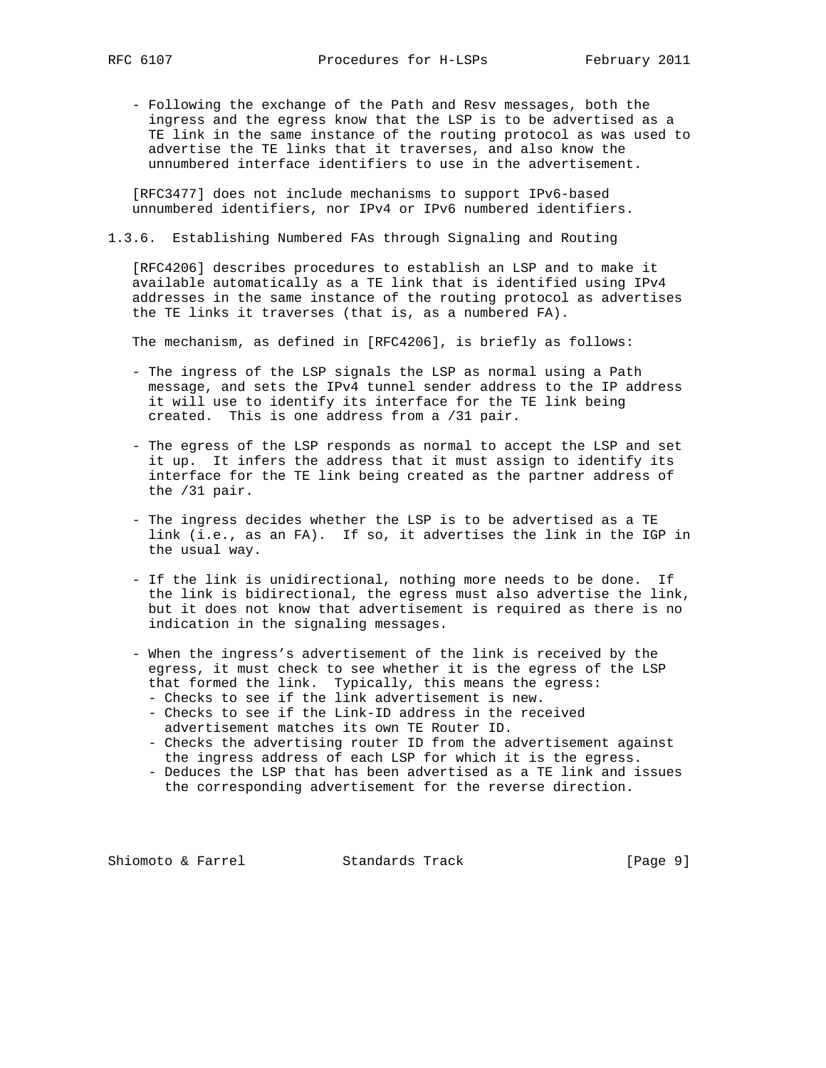- Following the exchange of the Path and Resv messages, both the ingress and the egress know that the LSP is to be advertised as a TE link in the same instance of the routing protocol as was used to advertise the TE links that it traverses, and also know the unnumbered interface identifiers to use in the advertisement.

[RFC3477] does not include mechanisms to support IPv6-based unnumbered identifiers, nor IPv4 or IPv6 numbered identifiers.

### 1.3.6. Establishing Numbered FAs through Signaling and Routing

[RFC4206] describes procedures to establish an LSP and to make it available automatically as a TE link that is identified using IPv4 addresses in the same instance of the routing protocol as advertises the TE links it traverses (that is, as a numbered FA).

The mechanism, as defined in [RFC4206], is briefly as follows:

- The ingress of the LSP signals the LSP as normal using a Path message, and sets the IPv4 tunnel sender address to the IP address it will use to identify its interface for the TE link being created. This is one address from a /31 pair.

- The egress of the LSP responds as normal to accept the LSP and set it up. It infers the address that it must assign to identify its interface for the TE link being created as the partner address of the /31 pair.

- The ingress decides whether the LSP is to be advertised as a TE link (i.e., as an FA). If so, it advertises the link in the IGP in the usual way.

- If the link is unidirectional, nothing more needs to be done. If the link is bidirectional, the egress must also advertise the link, but it does not know that advertisement is required as there is no indication in the signaling messages.

- When the ingress's advertisement of the link is received by the egress, it must check to see whether it is the egress of the LSP that formed the link. Typically, this means the egress:
  - Checks to see if the link advertisement is new.
  - Checks to see if the Link-ID address in the received advertisement matches its own TE Router ID.
  - Checks the advertising router ID from the advertisement against the ingress address of each LSP for which it is the egress.
  - Deduces the LSP that has been advertised as a TE link and issues the corresponding advertisement for the reverse direction.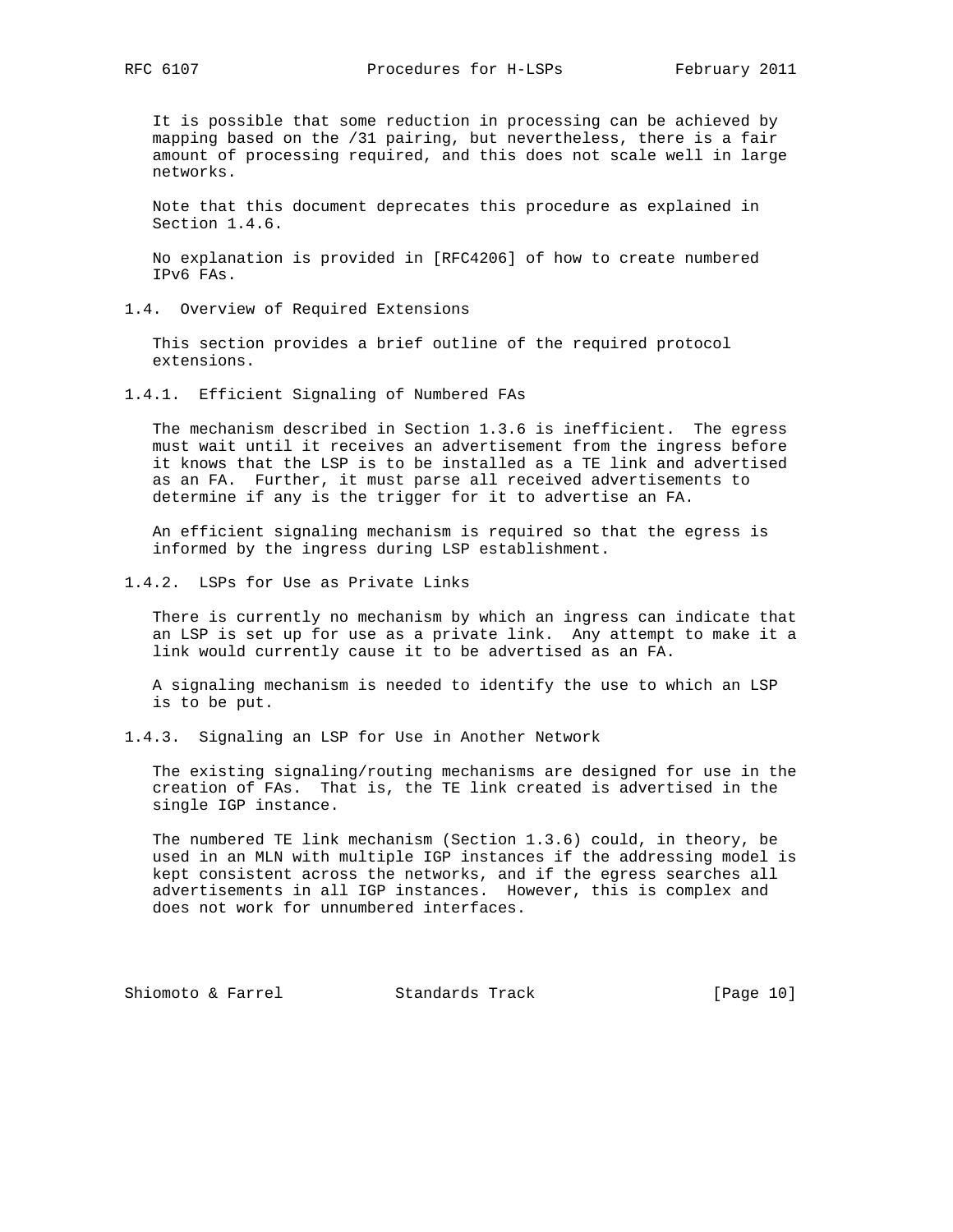It is possible that some reduction in processing can be achieved by mapping based on the /31 pairing, but nevertheless, there is a fair amount of processing required, and this does not scale well in large networks.

Note that this document deprecates this procedure as explained in Section 1.4.6.

No explanation is provided in [RFC4206] of how to create numbered IPv6 FAs.

## 1.4. Overview of Required Extensions

This section provides a brief outline of the required protocol extensions.

### 1.4.1. Efficient Signaling of Numbered FAs

The mechanism described in Section 1.3.6 is inefficient. The egress must wait until it receives an advertisement from the ingress before it knows that the LSP is to be installed as a TE link and advertised as an FA. Further, it must parse all received advertisements to determine if any is the trigger for it to advertise an FA.

An efficient signaling mechanism is required so that the egress is informed by the ingress during LSP establishment.

### 1.4.2. LSPs for Use as Private Links

There is currently no mechanism by which an ingress can indicate that an LSP is set up for use as a private link. Any attempt to make it a link would currently cause it to be advertised as an FA.

A signaling mechanism is needed to identify the use to which an LSP is to be put.

### 1.4.3. Signaling an LSP for Use in Another Network

The existing signaling/routing mechanisms are designed for use in the creation of FAs. That is, the TE link created is advertised in the single IGP instance.

The numbered TE link mechanism (Section 1.3.6) could, in theory, be used in an MLN with multiple IGP instances if the addressing model is kept consistent across the networks, and if the egress searches all advertisements in all IGP instances. However, this is complex and does not work for unnumbered interfaces.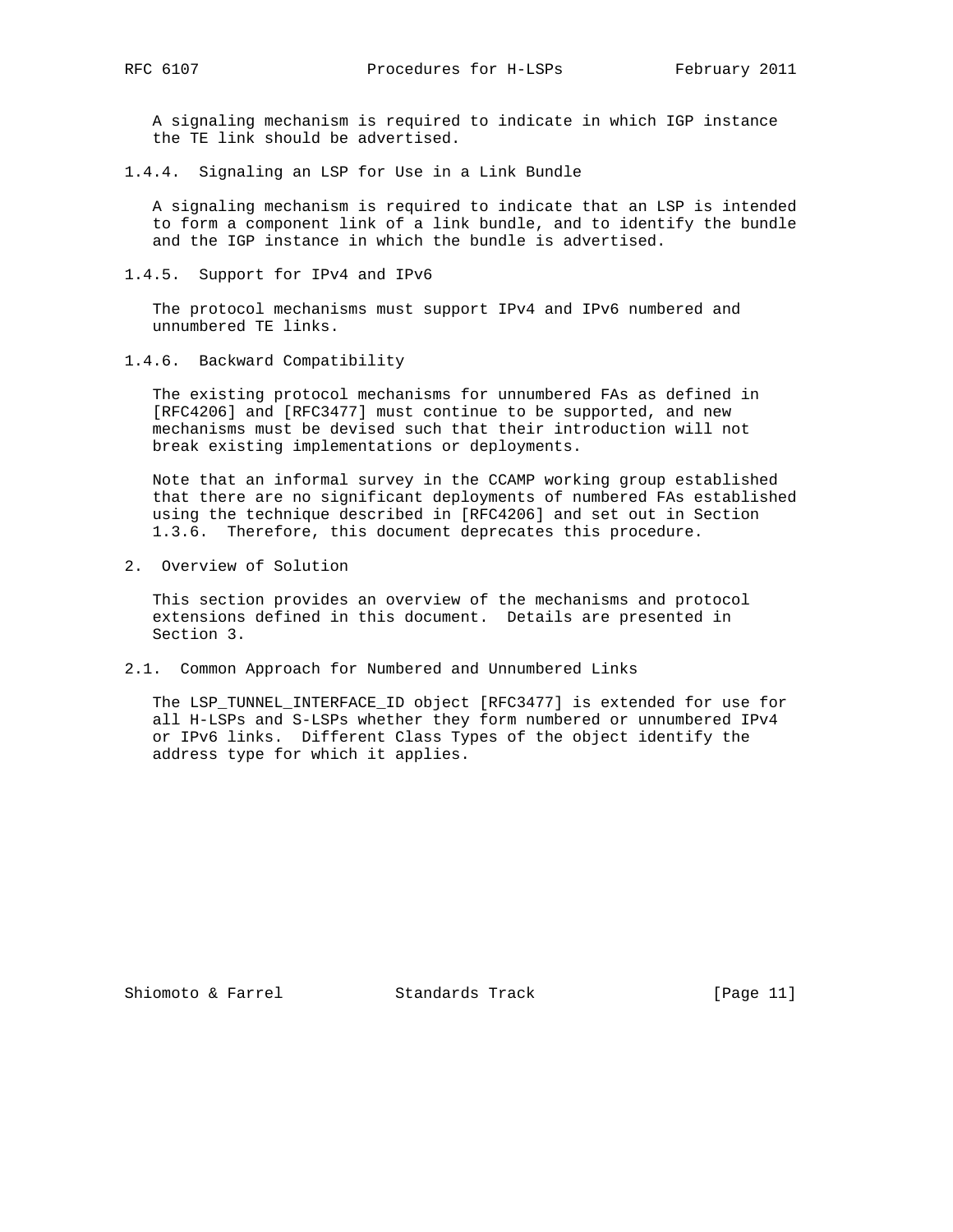A signaling mechanism is required to indicate in which IGP instance the TE link should be advertised.

### 1.4.4. Signaling an LSP for Use in a Link Bundle

A signaling mechanism is required to indicate that an LSP is intended to form a component link of a link bundle, and to identify the bundle and the IGP instance in which the bundle is advertised.

### 1.4.5. Support for IPv4 and IPv6

The protocol mechanisms must support IPv4 and IPv6 numbered and unnumbered TE links.

### 1.4.6. Backward Compatibility

The existing protocol mechanisms for unnumbered FAs as defined in [RFC4206] and [RFC3477] must continue to be supported, and new mechanisms must be devised such that their introduction will not break existing implementations or deployments.

Note that an informal survey in the CCAMP working group established that there are no significant deployments of numbered FAs established using the technique described in [RFC4206] and set out in Section 1.3.6. Therefore, this document deprecates this procedure.

## 2. Overview of Solution

This section provides an overview of the mechanisms and protocol extensions defined in this document. Details are presented in Section 3.

### 2.1. Common Approach for Numbered and Unnumbered Links

The LSP_TUNNEL_INTERFACE_ID object [RFC3477] is extended for use for all H-LSPs and S-LSPs whether they form numbered or unnumbered IPv4 or IPv6 links. Different Class Types of the object identify the address type for which it applies.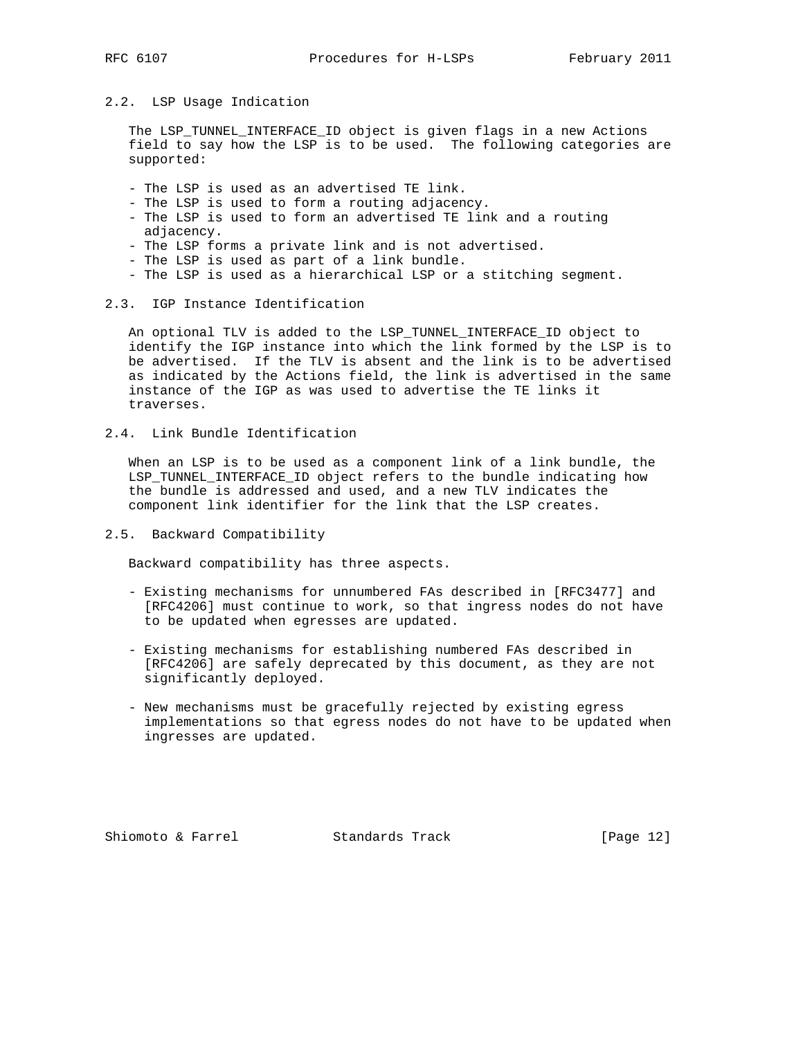### 2.2. LSP Usage Indication

The LSP_TUNNEL_INTERFACE_ID object is given flags in a new Actions field to say how the LSP is to be used. The following categories are supported:

- The LSP is used as an advertised TE link.
- The LSP is used to form a routing adjacency.
- The LSP is used to form an advertised TE link and a routing adjacency.
- The LSP forms a private link and is not advertised.
- The LSP is used as part of a link bundle.
- The LSP is used as a hierarchical LSP or a stitching segment.

### 2.3. IGP Instance Identification

An optional TLV is added to the LSP_TUNNEL_INTERFACE_ID object to identify the IGP instance into which the link formed by the LSP is to be advertised. If the TLV is absent and the link is to be advertised as indicated by the Actions field, the link is advertised in the same instance of the IGP as was used to advertise the TE links it traverses.

### 2.4. Link Bundle Identification

When an LSP is to be used as a component link of a link bundle, the LSP_TUNNEL_INTERFACE_ID object refers to the bundle indicating how the bundle is addressed and used, and a new TLV indicates the component link identifier for the link that the LSP creates.

### 2.5. Backward Compatibility

Backward compatibility has three aspects.

- Existing mechanisms for unnumbered FAs described in [RFC3477] and [RFC4206] must continue to work, so that ingress nodes do not have to be updated when egresses are updated.

- Existing mechanisms for establishing numbered FAs described in [RFC4206] are safely deprecated by this document, as they are not significantly deployed.

- New mechanisms must be gracefully rejected by existing egress implementations so that egress nodes do not have to be updated when ingresses are updated.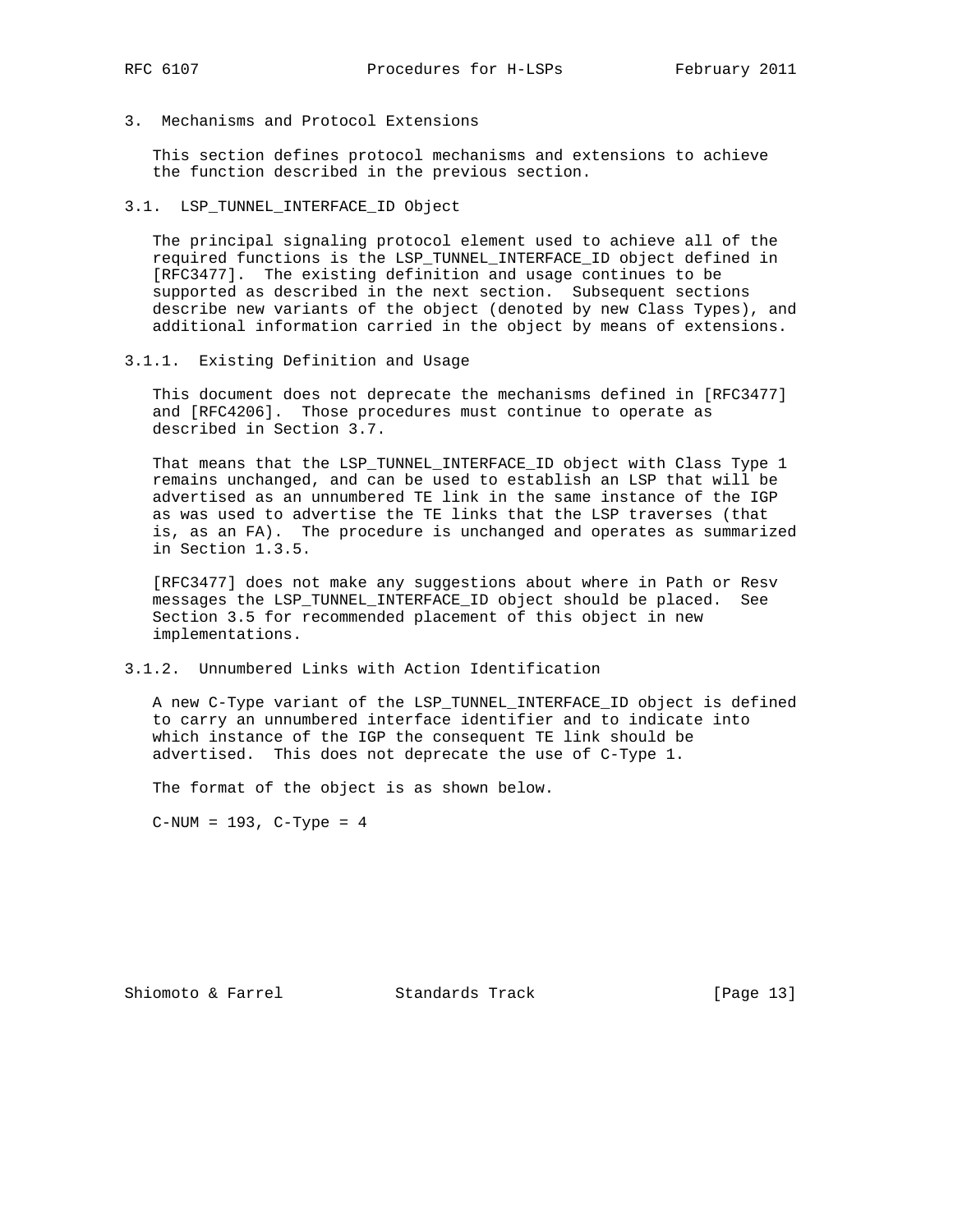## 3. Mechanisms and Protocol Extensions

This section defines protocol mechanisms and extensions to achieve the function described in the previous section.

### 3.1. LSP_TUNNEL_INTERFACE_ID Object

The principal signaling protocol element used to achieve all of the required functions is the LSP_TUNNEL_INTERFACE_ID object defined in [RFC3477]. The existing definition and usage continues to be supported as described in the next section. Subsequent sections describe new variants of the object (denoted by new Class Types), and additional information carried in the object by means of extensions.

#### 3.1.1. Existing Definition and Usage

This document does not deprecate the mechanisms defined in [RFC3477] and [RFC4206]. Those procedures must continue to operate as described in Section 3.7.

That means that the LSP_TUNNEL_INTERFACE_ID object with Class Type 1 remains unchanged, and can be used to establish an LSP that will be advertised as an unnumbered TE link in the same instance of the IGP as was used to advertise the TE links that the LSP traverses (that is, as an FA). The procedure is unchanged and operates as summarized in Section 1.3.5.

[RFC3477] does not make any suggestions about where in Path or Resv messages the LSP_TUNNEL_INTERFACE_ID object should be placed. See Section 3.5 for recommended placement of this object in new implementations.

#### 3.1.2. Unnumbered Links with Action Identification

A new C-Type variant of the LSP_TUNNEL_INTERFACE_ID object is defined to carry an unnumbered interface identifier and to indicate into which instance of the IGP the consequent TE link should be advertised. This does not deprecate the use of C-Type 1.

The format of the object is as shown below.

C-NUM = 193, C-Type = 4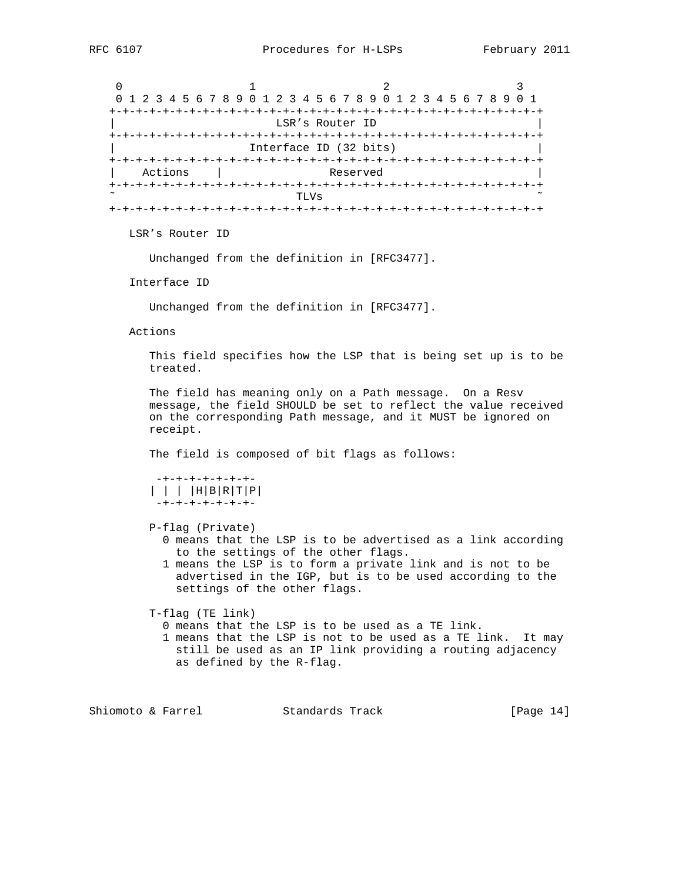```
 0                   1                   2                   3
 0 1 2 3 4 5 6 7 8 9 0 1 2 3 4 5 6 7 8 9 0 1 2 3 4 5 6 7 8 9 0 1
+-+-+-+-+-+-+-+-+-+-+-+-+-+-+-+-+-+-+-+-+-+-+-+-+-+-+-+-+-+-+-+-+
|                         LSR's Router ID                       |
+-+-+-+-+-+-+-+-+-+-+-+-+-+-+-+-+-+-+-+-+-+-+-+-+-+-+-+-+-+-+-+-+
|                    Interface ID (32 bits)                     |
+-+-+-+-+-+-+-+-+-+-+-+-+-+-+-+-+-+-+-+-+-+-+-+-+-+-+-+-+-+-+-+-+
|    Actions    |                 Reserved                      |
+-+-+-+-+-+-+-+-+-+-+-+-+-+-+-+-+-+-+-+-+-+-+-+-+-+-+-+-+-+-+-+-+
~                              TLVs                             ~
+-+-+-+-+-+-+-+-+-+-+-+-+-+-+-+-+-+-+-+-+-+-+-+-+-+-+-+-+-+-+-+-+
```

LSR's Router ID

Unchanged from the definition in [RFC3477].

Interface ID

Unchanged from the definition in [RFC3477].

Actions

This field specifies how the LSP that is being set up is to be treated.

The field has meaning only on a Path message. On a Resv message, the field SHOULD be set to reflect the value received on the corresponding Path message, and it MUST be ignored on receipt.

The field is composed of bit flags as follows:

```
 -+-+-+-+-+-+-+-
| | | |H|B|R|T|P|
 -+-+-+-+-+-+-+-
```

P-flag (Private)
- 0 means that the LSP is to be advertised as a link according to the settings of the other flags.
- 1 means the LSP is to form a private link and is not to be advertised in the IGP, but is to be used according to the settings of the other flags.

T-flag (TE link)
- 0 means that the LSP is to be used as a TE link.
- 1 means that the LSP is not to be used as a TE link. It may still be used as an IP link providing a routing adjacency as defined by the R-flag.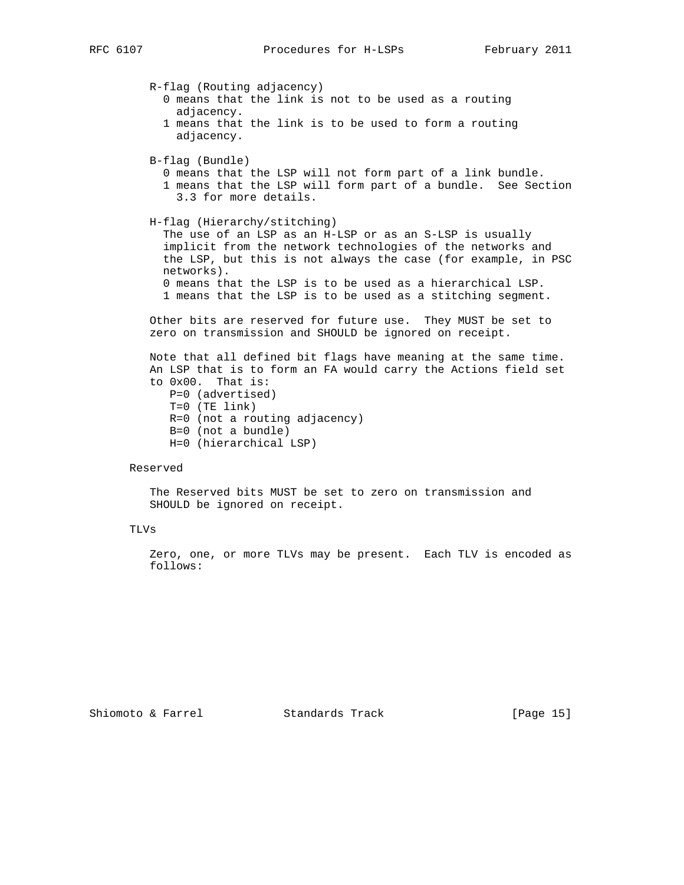R-flag (Routing adjacency)

- 0 means that the link is not to be used as a routing adjacency.
- 1 means that the link is to be used to form a routing adjacency.

B-flag (Bundle)

- 0 means that the LSP will not form part of a link bundle.
- 1 means that the LSP will form part of a bundle. See Section 3.3 for more details.

H-flag (Hierarchy/stitching)

The use of an LSP as an H-LSP or as an S-LSP is usually implicit from the network technologies of the networks and the LSP, but this is not always the case (for example, in PSC networks).

- 0 means that the LSP is to be used as a hierarchical LSP.
- 1 means that the LSP is to be used as a stitching segment.

Other bits are reserved for future use. They MUST be set to zero on transmission and SHOULD be ignored on receipt.

Note that all defined bit flags have meaning at the same time. An LSP that is to form an FA would carry the Actions field set to 0x00. That is:

- P=0 (advertised)
- T=0 (TE link)
- R=0 (not a routing adjacency)
- B=0 (not a bundle)
- H=0 (hierarchical LSP)

Reserved

The Reserved bits MUST be set to zero on transmission and SHOULD be ignored on receipt.

TLVs

Zero, one, or more TLVs may be present. Each TLV is encoded as follows: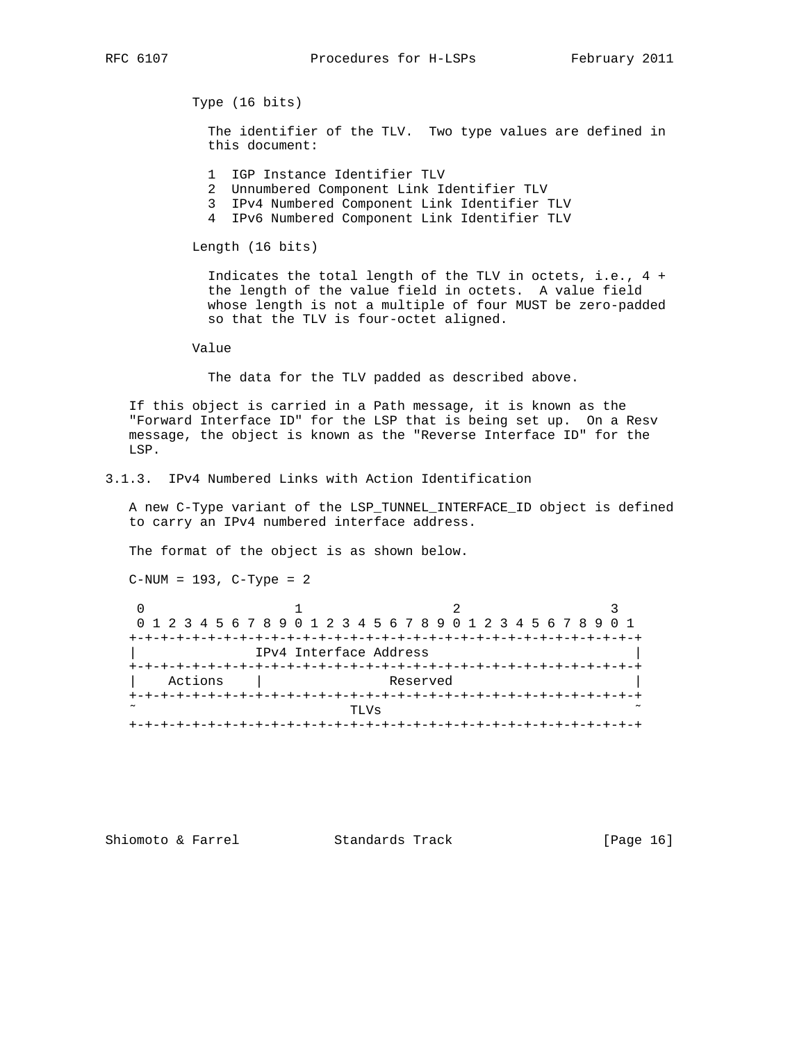Type (16 bits)

The identifier of the TLV. Two type values are defined in this document:

1 IGP Instance Identifier TLV
2 Unnumbered Component Link Identifier TLV
3 IPv4 Numbered Component Link Identifier TLV
4 IPv6 Numbered Component Link Identifier TLV

Length (16 bits)

Indicates the total length of the TLV in octets, i.e., 4 + the length of the value field in octets. A value field whose length is not a multiple of four MUST be zero-padded so that the TLV is four-octet aligned.

Value

The data for the TLV padded as described above.

If this object is carried in a Path message, it is known as the "Forward Interface ID" for the LSP that is being set up. On a Resv message, the object is known as the "Reverse Interface ID" for the LSP.

### 3.1.3. IPv4 Numbered Links with Action Identification

A new C-Type variant of the LSP_TUNNEL_INTERFACE_ID object is defined to carry an IPv4 numbered interface address.

The format of the object is as shown below.

C-NUM = 193, C-Type = 2

```
 0                   1                   2                   3
 0 1 2 3 4 5 6 7 8 9 0 1 2 3 4 5 6 7 8 9 0 1 2 3 4 5 6 7 8 9 0 1
+-+-+-+-+-+-+-+-+-+-+-+-+-+-+-+-+-+-+-+-+-+-+-+-+-+-+-+-+-+-+-+-+
|              IPv4 Interface Address                           |
+-+-+-+-+-+-+-+-+-+-+-+-+-+-+-+-+-+-+-+-+-+-+-+-+-+-+-+-+-+-+-+-+
|    Actions    |                 Reserved                      |
+-+-+-+-+-+-+-+-+-+-+-+-+-+-+-+-+-+-+-+-+-+-+-+-+-+-+-+-+-+-+-+-+
~                           TLVs                                ~
+-+-+-+-+-+-+-+-+-+-+-+-+-+-+-+-+-+-+-+-+-+-+-+-+-+-+-+-+-+-+-+-+
```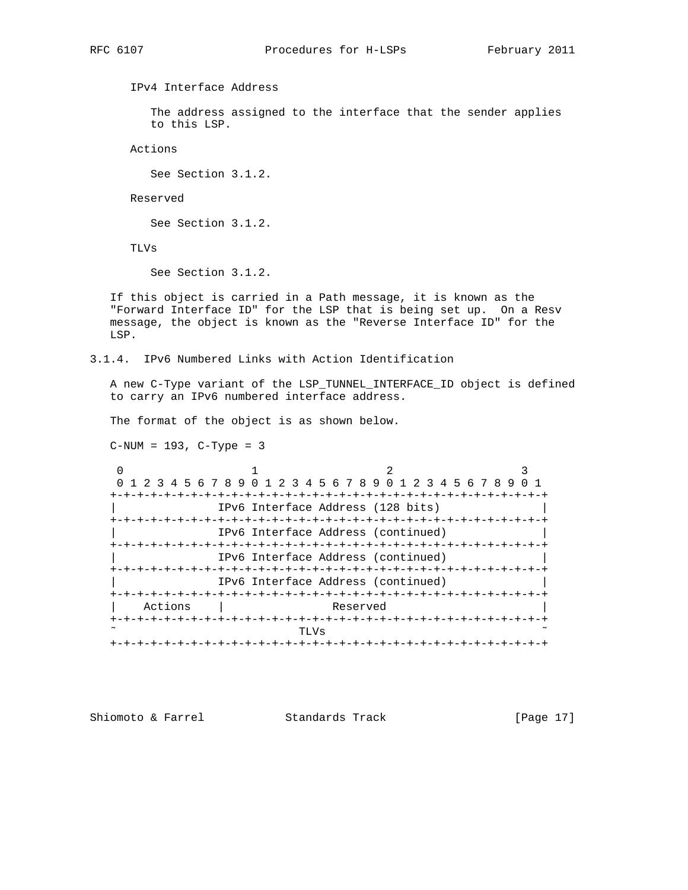IPv4 Interface Address

The address assigned to the interface that the sender applies to this LSP.

Actions

See Section 3.1.2.

Reserved

See Section 3.1.2.

TLVs

See Section 3.1.2.

If this object is carried in a Path message, it is known as the "Forward Interface ID" for the LSP that is being set up. On a Resv message, the object is known as the "Reverse Interface ID" for the LSP.

### 3.1.4. IPv6 Numbered Links with Action Identification

A new C-Type variant of the LSP_TUNNEL_INTERFACE_ID object is defined to carry an IPv6 numbered interface address.

The format of the object is as shown below.

C-NUM = 193, C-Type = 3

```
 0                   1                   2                   3
 0 1 2 3 4 5 6 7 8 9 0 1 2 3 4 5 6 7 8 9 0 1 2 3 4 5 6 7 8 9 0 1
+-+-+-+-+-+-+-+-+-+-+-+-+-+-+-+-+-+-+-+-+-+-+-+-+-+-+-+-+-+-+-+-+
|              IPv6 Interface Address (128 bits)                |
+-+-+-+-+-+-+-+-+-+-+-+-+-+-+-+-+-+-+-+-+-+-+-+-+-+-+-+-+-+-+-+-+
|              IPv6 Interface Address (continued)               |
+-+-+-+-+-+-+-+-+-+-+-+-+-+-+-+-+-+-+-+-+-+-+-+-+-+-+-+-+-+-+-+-+
|              IPv6 Interface Address (continued)               |
+-+-+-+-+-+-+-+-+-+-+-+-+-+-+-+-+-+-+-+-+-+-+-+-+-+-+-+-+-+-+-+-+
|              IPv6 Interface Address (continued)               |
+-+-+-+-+-+-+-+-+-+-+-+-+-+-+-+-+-+-+-+-+-+-+-+-+-+-+-+-+-+-+-+-+
|    Actions    |                  Reserved                     |
+-+-+-+-+-+-+-+-+-+-+-+-+-+-+-+-+-+-+-+-+-+-+-+-+-+-+-+-+-+-+-+-+
~                              TLVs                             ~
+-+-+-+-+-+-+-+-+-+-+-+-+-+-+-+-+-+-+-+-+-+-+-+-+-+-+-+-+-+-+-+-+
```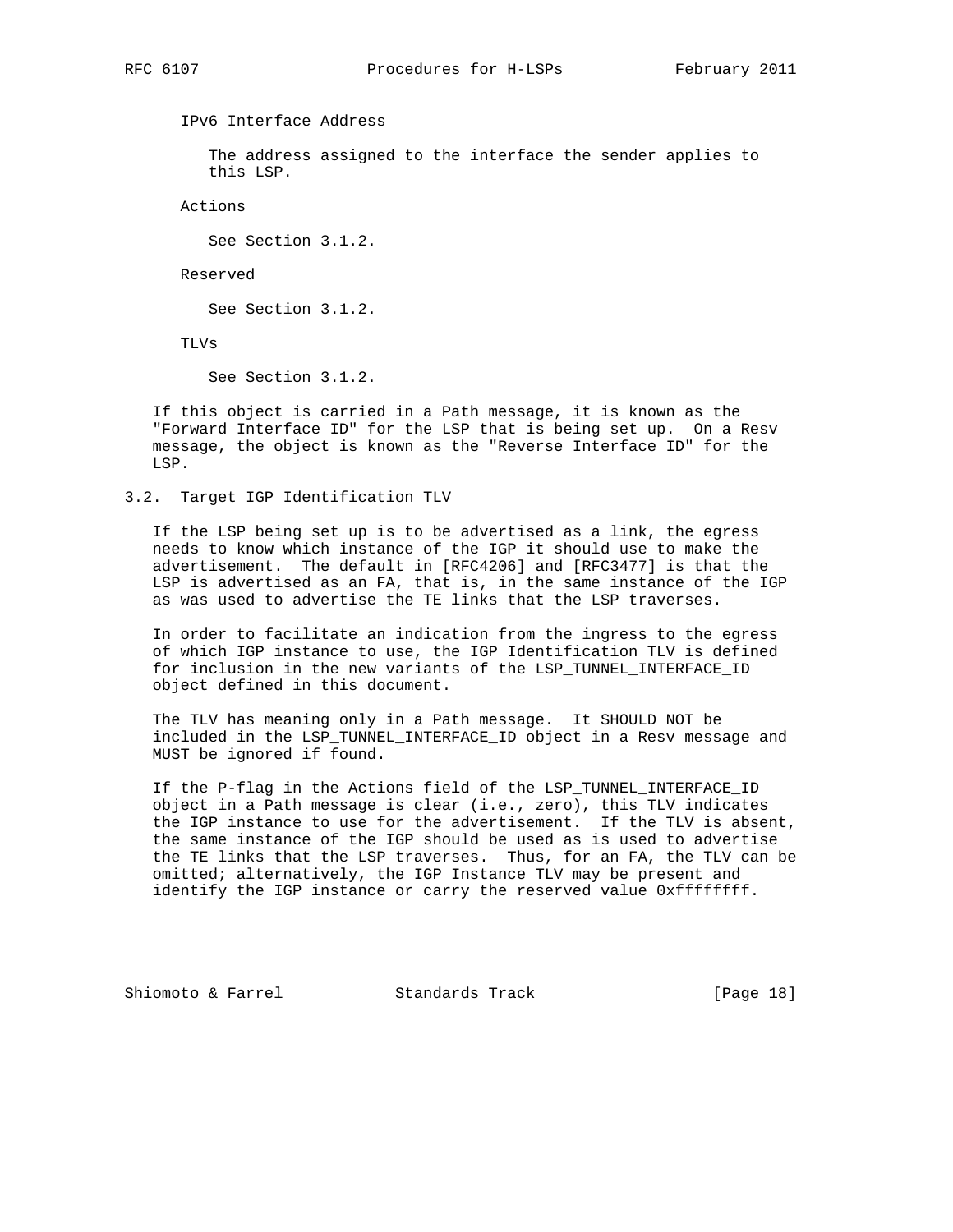IPv6 Interface Address

The address assigned to the interface the sender applies to this LSP.

Actions

See Section 3.1.2.

Reserved

See Section 3.1.2.

TLVs

See Section 3.1.2.

If this object is carried in a Path message, it is known as the "Forward Interface ID" for the LSP that is being set up. On a Resv message, the object is known as the "Reverse Interface ID" for the LSP.

### 3.2. Target IGP Identification TLV

If the LSP being set up is to be advertised as a link, the egress needs to know which instance of the IGP it should use to make the advertisement. The default in [RFC4206] and [RFC3477] is that the LSP is advertised as an FA, that is, in the same instance of the IGP as was used to advertise the TE links that the LSP traverses.

In order to facilitate an indication from the ingress to the egress of which IGP instance to use, the IGP Identification TLV is defined for inclusion in the new variants of the LSP_TUNNEL_INTERFACE_ID object defined in this document.

The TLV has meaning only in a Path message. It SHOULD NOT be included in the LSP_TUNNEL_INTERFACE_ID object in a Resv message and MUST be ignored if found.

If the P-flag in the Actions field of the LSP_TUNNEL_INTERFACE_ID object in a Path message is clear (i.e., zero), this TLV indicates the IGP instance to use for the advertisement. If the TLV is absent, the same instance of the IGP should be used as is used to advertise the TE links that the LSP traverses. Thus, for an FA, the TLV can be omitted; alternatively, the IGP Instance TLV may be present and identify the IGP instance or carry the reserved value 0xffffffff.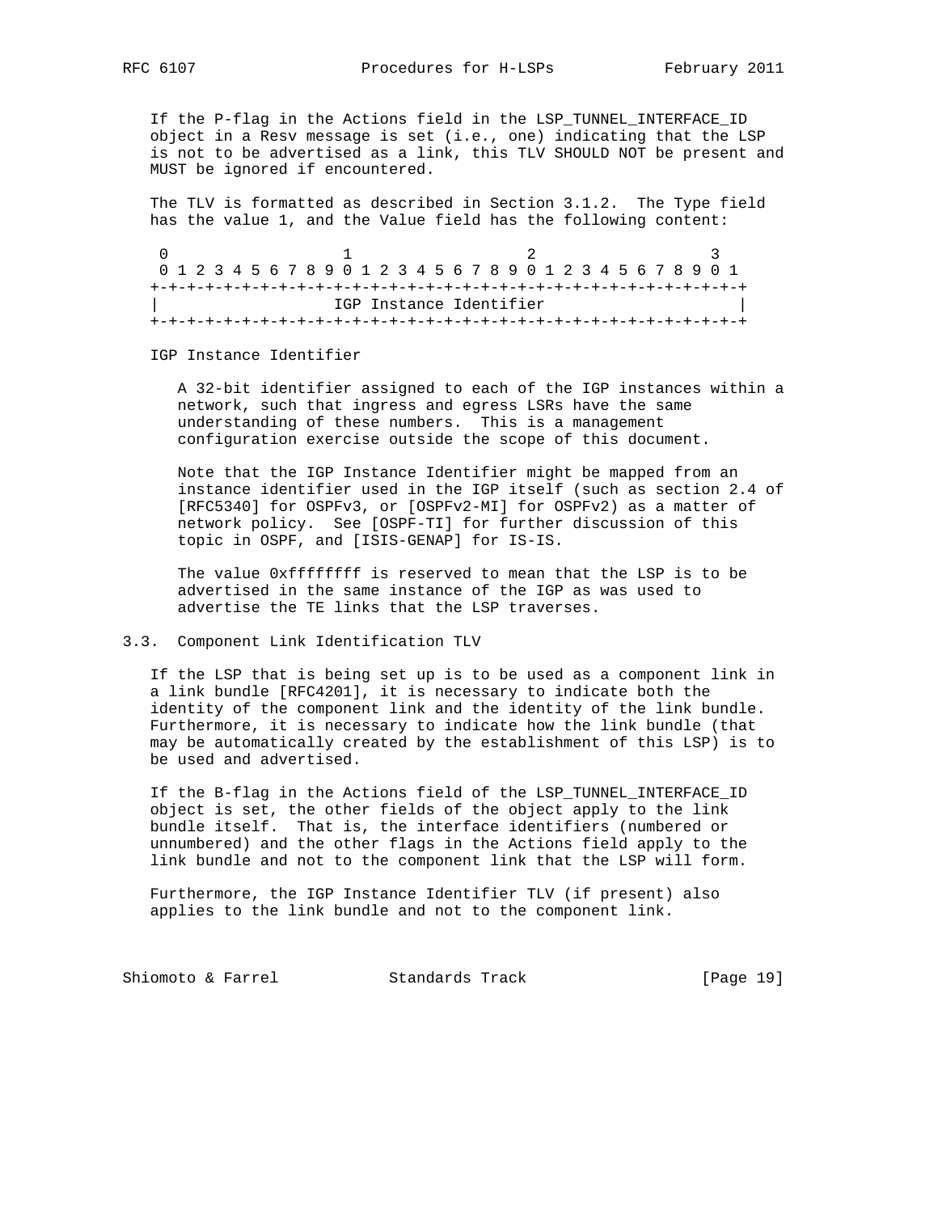If the P-flag in the Actions field in the LSP_TUNNEL_INTERFACE_ID object in a Resv message is set (i.e., one) indicating that the LSP is not to be advertised as a link, this TLV SHOULD NOT be present and MUST be ignored if encountered.

The TLV is formatted as described in Section 3.1.2. The Type field has the value 1, and the Value field has the following content:

```
 0                   1                   2                   3
 0 1 2 3 4 5 6 7 8 9 0 1 2 3 4 5 6 7 8 9 0 1 2 3 4 5 6 7 8 9 0 1
+-+-+-+-+-+-+-+-+-+-+-+-+-+-+-+-+-+-+-+-+-+-+-+-+-+-+-+-+-+-+-+-+
|                   IGP Instance Identifier                     |
+-+-+-+-+-+-+-+-+-+-+-+-+-+-+-+-+-+-+-+-+-+-+-+-+-+-+-+-+-+-+-+-+
```

IGP Instance Identifier

A 32-bit identifier assigned to each of the IGP instances within a network, such that ingress and egress LSRs have the same understanding of these numbers. This is a management configuration exercise outside the scope of this document.

Note that the IGP Instance Identifier might be mapped from an instance identifier used in the IGP itself (such as section 2.4 of [RFC5340] for OSPFv3, or [OSPFv2-MI] for OSPFv2) as a matter of network policy. See [OSPF-TI] for further discussion of this topic in OSPF, and [ISIS-GENAP] for IS-IS.

The value 0xffffffff is reserved to mean that the LSP is to be advertised in the same instance of the IGP as was used to advertise the TE links that the LSP traverses.

## 3.3. Component Link Identification TLV

If the LSP that is being set up is to be used as a component link in a link bundle [RFC4201], it is necessary to indicate both the identity of the component link and the identity of the link bundle. Furthermore, it is necessary to indicate how the link bundle (that may be automatically created by the establishment of this LSP) is to be used and advertised.

If the B-flag in the Actions field of the LSP_TUNNEL_INTERFACE_ID object is set, the other fields of the object apply to the link bundle itself. That is, the interface identifiers (numbered or unnumbered) and the other flags in the Actions field apply to the link bundle and not to the component link that the LSP will form.

Furthermore, the IGP Instance Identifier TLV (if present) also applies to the link bundle and not to the component link.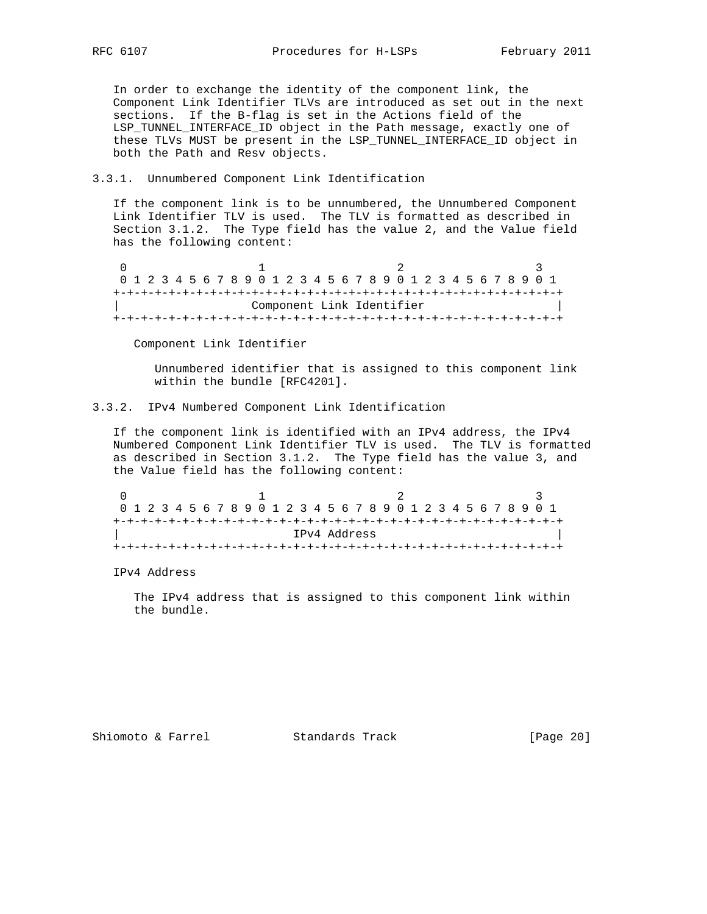In order to exchange the identity of the component link, the Component Link Identifier TLVs are introduced as set out in the next sections. If the B-flag is set in the Actions field of the LSP_TUNNEL_INTERFACE_ID object in the Path message, exactly one of these TLVs MUST be present in the LSP_TUNNEL_INTERFACE_ID object in both the Path and Resv objects.

### 3.3.1. Unnumbered Component Link Identification

If the component link is to be unnumbered, the Unnumbered Component Link Identifier TLV is used. The TLV is formatted as described in Section 3.1.2. The Type field has the value 2, and the Value field has the following content:

```
 0                   1                   2                   3
 0 1 2 3 4 5 6 7 8 9 0 1 2 3 4 5 6 7 8 9 0 1 2 3 4 5 6 7 8 9 0 1
+-+-+-+-+-+-+-+-+-+-+-+-+-+-+-+-+-+-+-+-+-+-+-+-+-+-+-+-+-+-+-+-+
|                   Component Link Identifier                   |
+-+-+-+-+-+-+-+-+-+-+-+-+-+-+-+-+-+-+-+-+-+-+-+-+-+-+-+-+-+-+-+-+
```

Component Link Identifier

Unnumbered identifier that is assigned to this component link within the bundle [RFC4201].

### 3.3.2. IPv4 Numbered Component Link Identification

If the component link is identified with an IPv4 address, the IPv4 Numbered Component Link Identifier TLV is used. The TLV is formatted as described in Section 3.1.2. The Type field has the value 3, and the Value field has the following content:

```
 0                   1                   2                   3
 0 1 2 3 4 5 6 7 8 9 0 1 2 3 4 5 6 7 8 9 0 1 2 3 4 5 6 7 8 9 0 1
+-+-+-+-+-+-+-+-+-+-+-+-+-+-+-+-+-+-+-+-+-+-+-+-+-+-+-+-+-+-+-+-+
|                          IPv4 Address                         |
+-+-+-+-+-+-+-+-+-+-+-+-+-+-+-+-+-+-+-+-+-+-+-+-+-+-+-+-+-+-+-+-+
```

IPv4 Address

The IPv4 address that is assigned to this component link within the bundle.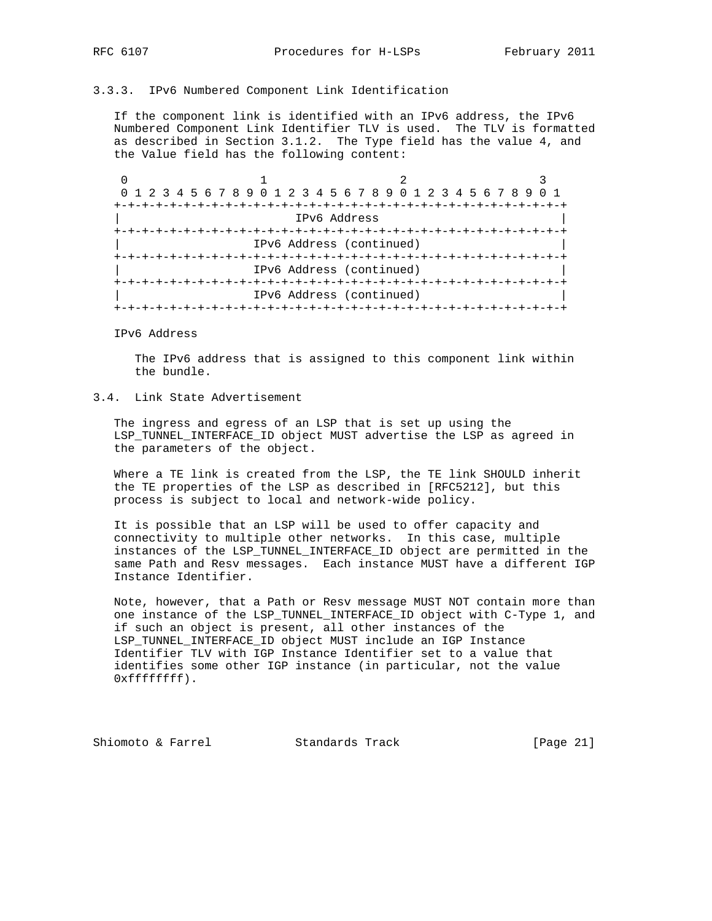### 3.3.3. IPv6 Numbered Component Link Identification

If the component link is identified with an IPv6 address, the IPv6 Numbered Component Link Identifier TLV is used. The TLV is formatted as described in Section 3.1.2. The Type field has the value 4, and the Value field has the following content:

```
 0                   1                   2                   3
 0 1 2 3 4 5 6 7 8 9 0 1 2 3 4 5 6 7 8 9 0 1 2 3 4 5 6 7 8 9 0 1
+-+-+-+-+-+-+-+-+-+-+-+-+-+-+-+-+-+-+-+-+-+-+-+-+-+-+-+-+-+-+-+-+
|                          IPv6 Address                         |
+-+-+-+-+-+-+-+-+-+-+-+-+-+-+-+-+-+-+-+-+-+-+-+-+-+-+-+-+-+-+-+-+
|                   IPv6 Address (continued)                    |
+-+-+-+-+-+-+-+-+-+-+-+-+-+-+-+-+-+-+-+-+-+-+-+-+-+-+-+-+-+-+-+-+
|                   IPv6 Address (continued)                    |
+-+-+-+-+-+-+-+-+-+-+-+-+-+-+-+-+-+-+-+-+-+-+-+-+-+-+-+-+-+-+-+-+
|                   IPv6 Address (continued)                    |
+-+-+-+-+-+-+-+-+-+-+-+-+-+-+-+-+-+-+-+-+-+-+-+-+-+-+-+-+-+-+-+-+
```

IPv6 Address

The IPv6 address that is assigned to this component link within the bundle.

## 3.4. Link State Advertisement

The ingress and egress of an LSP that is set up using the LSP_TUNNEL_INTERFACE_ID object MUST advertise the LSP as agreed in the parameters of the object.

Where a TE link is created from the LSP, the TE link SHOULD inherit the TE properties of the LSP as described in [RFC5212], but this process is subject to local and network-wide policy.

It is possible that an LSP will be used to offer capacity and connectivity to multiple other networks. In this case, multiple instances of the LSP_TUNNEL_INTERFACE_ID object are permitted in the same Path and Resv messages. Each instance MUST have a different IGP Instance Identifier.

Note, however, that a Path or Resv message MUST NOT contain more than one instance of the LSP_TUNNEL_INTERFACE_ID object with C-Type 1, and if such an object is present, all other instances of the LSP_TUNNEL_INTERFACE_ID object MUST include an IGP Instance Identifier TLV with IGP Instance Identifier set to a value that identifies some other IGP instance (in particular, not the value 0xffffffff).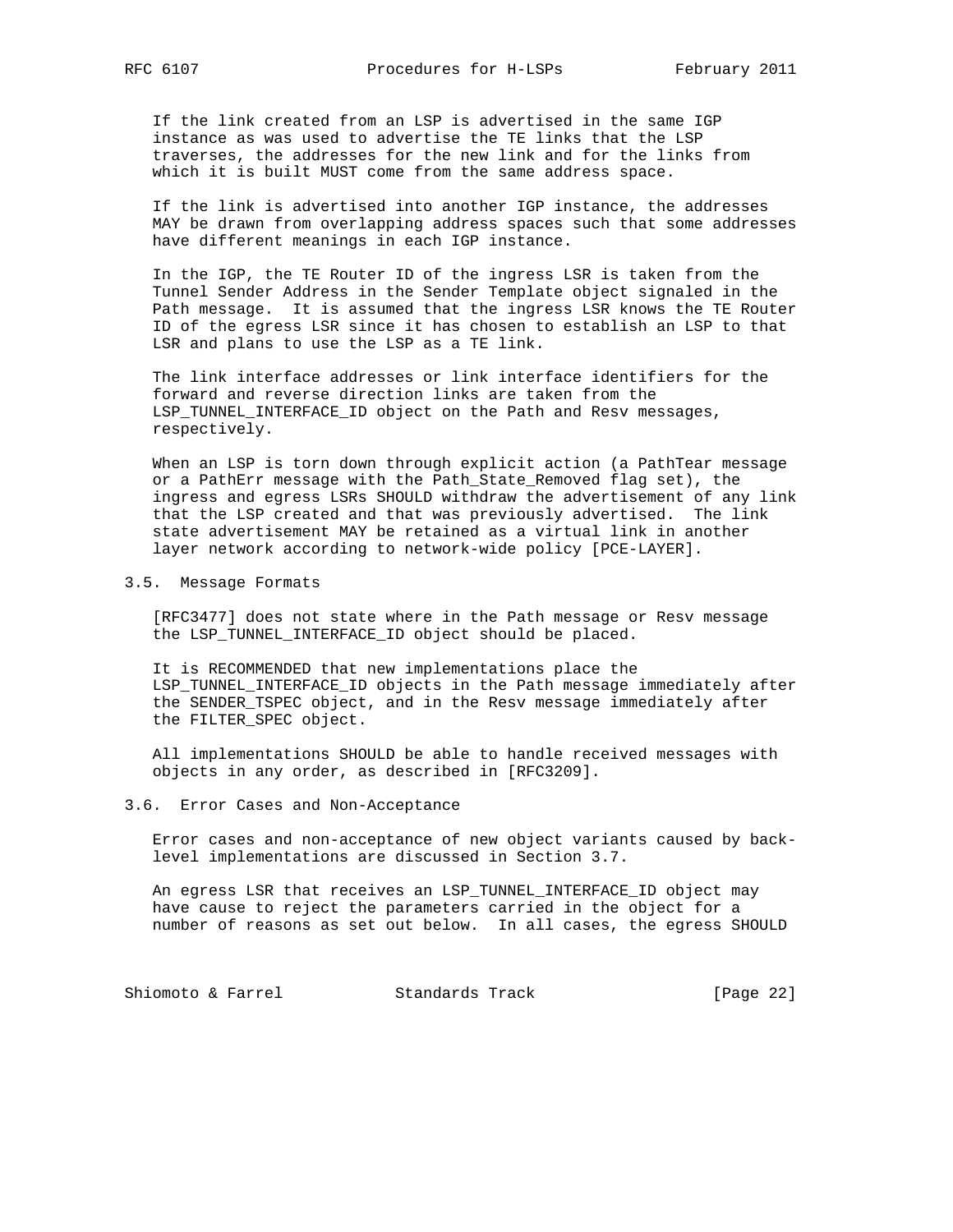If the link created from an LSP is advertised in the same IGP instance as was used to advertise the TE links that the LSP traverses, the addresses for the new link and for the links from which it is built MUST come from the same address space.

If the link is advertised into another IGP instance, the addresses MAY be drawn from overlapping address spaces such that some addresses have different meanings in each IGP instance.

In the IGP, the TE Router ID of the ingress LSR is taken from the Tunnel Sender Address in the Sender Template object signaled in the Path message. It is assumed that the ingress LSR knows the TE Router ID of the egress LSR since it has chosen to establish an LSP to that LSR and plans to use the LSP as a TE link.

The link interface addresses or link interface identifiers for the forward and reverse direction links are taken from the LSP_TUNNEL_INTERFACE_ID object on the Path and Resv messages, respectively.

When an LSP is torn down through explicit action (a PathTear message or a PathErr message with the Path_State_Removed flag set), the ingress and egress LSRs SHOULD withdraw the advertisement of any link that the LSP created and that was previously advertised. The link state advertisement MAY be retained as a virtual link in another layer network according to network-wide policy [PCE-LAYER].

## 3.5. Message Formats

[RFC3477] does not state where in the Path message or Resv message the LSP_TUNNEL_INTERFACE_ID object should be placed.

It is RECOMMENDED that new implementations place the LSP_TUNNEL_INTERFACE_ID objects in the Path message immediately after the SENDER_TSPEC object, and in the Resv message immediately after the FILTER_SPEC object.

All implementations SHOULD be able to handle received messages with objects in any order, as described in [RFC3209].

## 3.6. Error Cases and Non-Acceptance

Error cases and non-acceptance of new object variants caused by back-level implementations are discussed in Section 3.7.

An egress LSR that receives an LSP_TUNNEL_INTERFACE_ID object may have cause to reject the parameters carried in the object for a number of reasons as set out below. In all cases, the egress SHOULD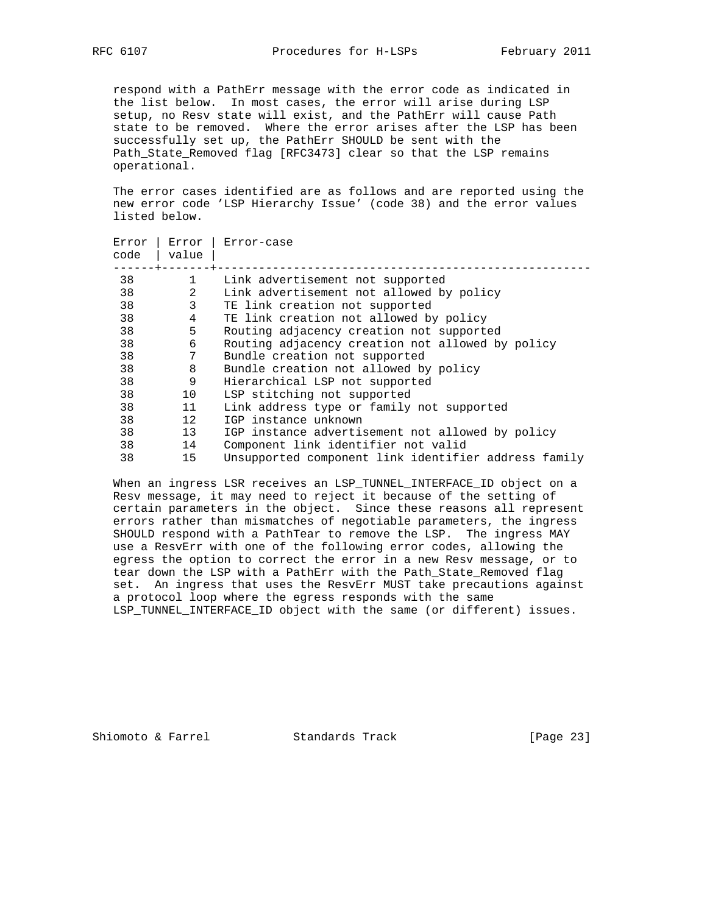respond with a PathErr message with the error code as indicated in the list below. In most cases, the error will arise during LSP setup, no Resv state will exist, and the PathErr will cause Path state to be removed. Where the error arises after the LSP has been successfully set up, the PathErr SHOULD be sent with the Path_State_Removed flag [RFC3473] clear so that the LSP remains operational.

The error cases identified are as follows and are reported using the new error code 'LSP Hierarchy Issue' (code 38) and the error values listed below.

| Error code | Error value | Error-case |
|---|---|---|
| 38 | 1 | Link advertisement not supported |
| 38 | 2 | Link advertisement not allowed by policy |
| 38 | 3 | TE link creation not supported |
| 38 | 4 | TE link creation not allowed by policy |
| 38 | 5 | Routing adjacency creation not supported |
| 38 | 6 | Routing adjacency creation not allowed by policy |
| 38 | 7 | Bundle creation not supported |
| 38 | 8 | Bundle creation not allowed by policy |
| 38 | 9 | Hierarchical LSP not supported |
| 38 | 10 | LSP stitching not supported |
| 38 | 11 | Link address type or family not supported |
| 38 | 12 | IGP instance unknown |
| 38 | 13 | IGP instance advertisement not allowed by policy |
| 38 | 14 | Component link identifier not valid |
| 38 | 15 | Unsupported component link identifier address family |

When an ingress LSR receives an LSP_TUNNEL_INTERFACE_ID object on a Resv message, it may need to reject it because of the setting of certain parameters in the object. Since these reasons all represent errors rather than mismatches of negotiable parameters, the ingress SHOULD respond with a PathTear to remove the LSP. The ingress MAY use a ResvErr with one of the following error codes, allowing the egress the option to correct the error in a new Resv message, or to tear down the LSP with a PathErr with the Path_State_Removed flag set. An ingress that uses the ResvErr MUST take precautions against a protocol loop where the egress responds with the same LSP_TUNNEL_INTERFACE_ID object with the same (or different) issues.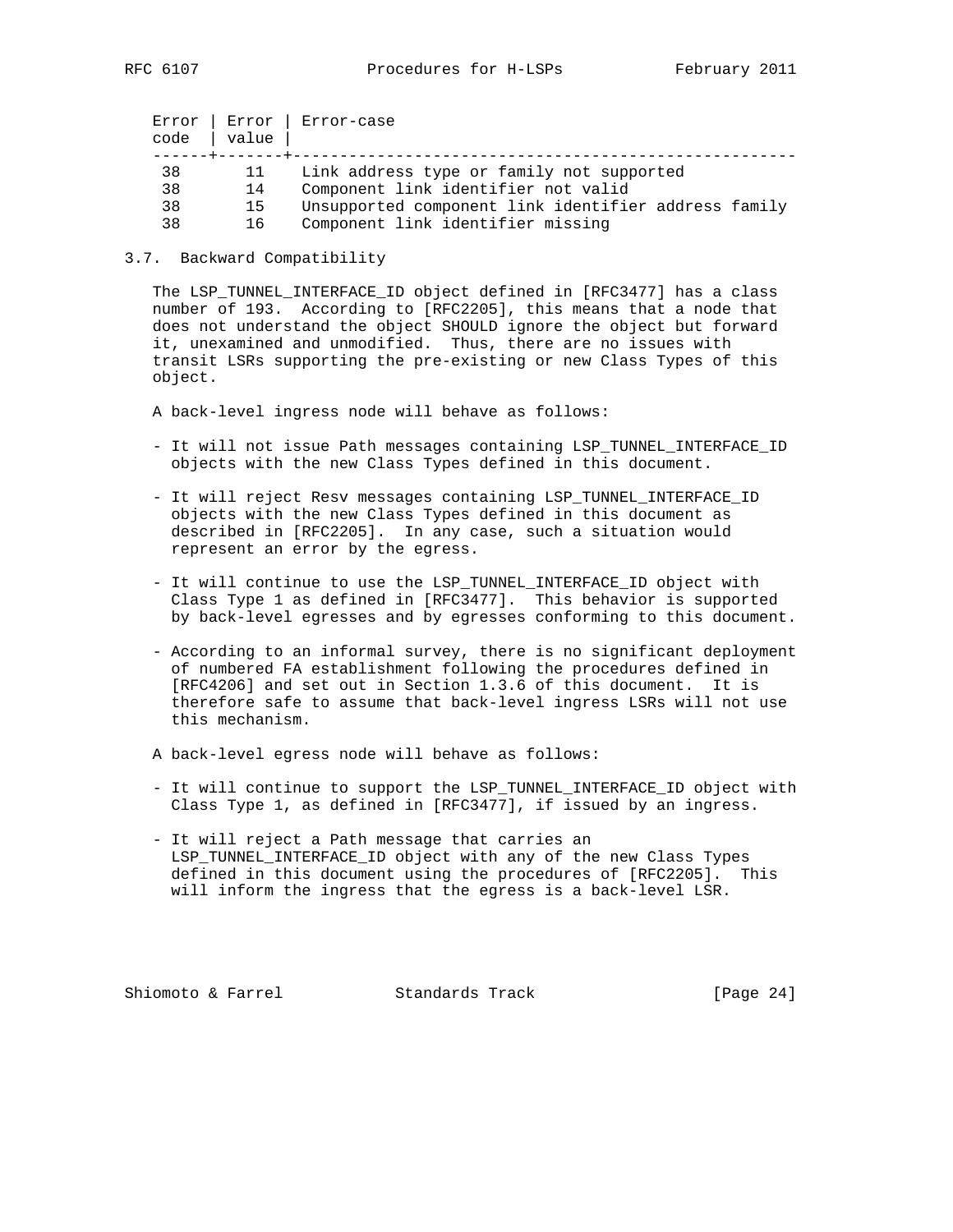| Error code | Error value | Error-case |
|---|---|---|
| 38 | 11 | Link address type or family not supported |
| 38 | 14 | Component link identifier not valid |
| 38 | 15 | Unsupported component link identifier address family |
| 38 | 16 | Component link identifier missing |

### 3.7. Backward Compatibility

The LSP_TUNNEL_INTERFACE_ID object defined in [RFC3477] has a class number of 193. According to [RFC2205], this means that a node that does not understand the object SHOULD ignore the object but forward it, unexamined and unmodified. Thus, there are no issues with transit LSRs supporting the pre-existing or new Class Types of this object.

A back-level ingress node will behave as follows:

- It will not issue Path messages containing LSP_TUNNEL_INTERFACE_ID objects with the new Class Types defined in this document.
- It will reject Resv messages containing LSP_TUNNEL_INTERFACE_ID objects with the new Class Types defined in this document as described in [RFC2205]. In any case, such a situation would represent an error by the egress.
- It will continue to use the LSP_TUNNEL_INTERFACE_ID object with Class Type 1 as defined in [RFC3477]. This behavior is supported by back-level egresses and by egresses conforming to this document.
- According to an informal survey, there is no significant deployment of numbered FA establishment following the procedures defined in [RFC4206] and set out in Section 1.3.6 of this document. It is therefore safe to assume that back-level ingress LSRs will not use this mechanism.

A back-level egress node will behave as follows:

- It will continue to support the LSP_TUNNEL_INTERFACE_ID object with Class Type 1, as defined in [RFC3477], if issued by an ingress.
- It will reject a Path message that carries an LSP_TUNNEL_INTERFACE_ID object with any of the new Class Types defined in this document using the procedures of [RFC2205]. This will inform the ingress that the egress is a back-level LSR.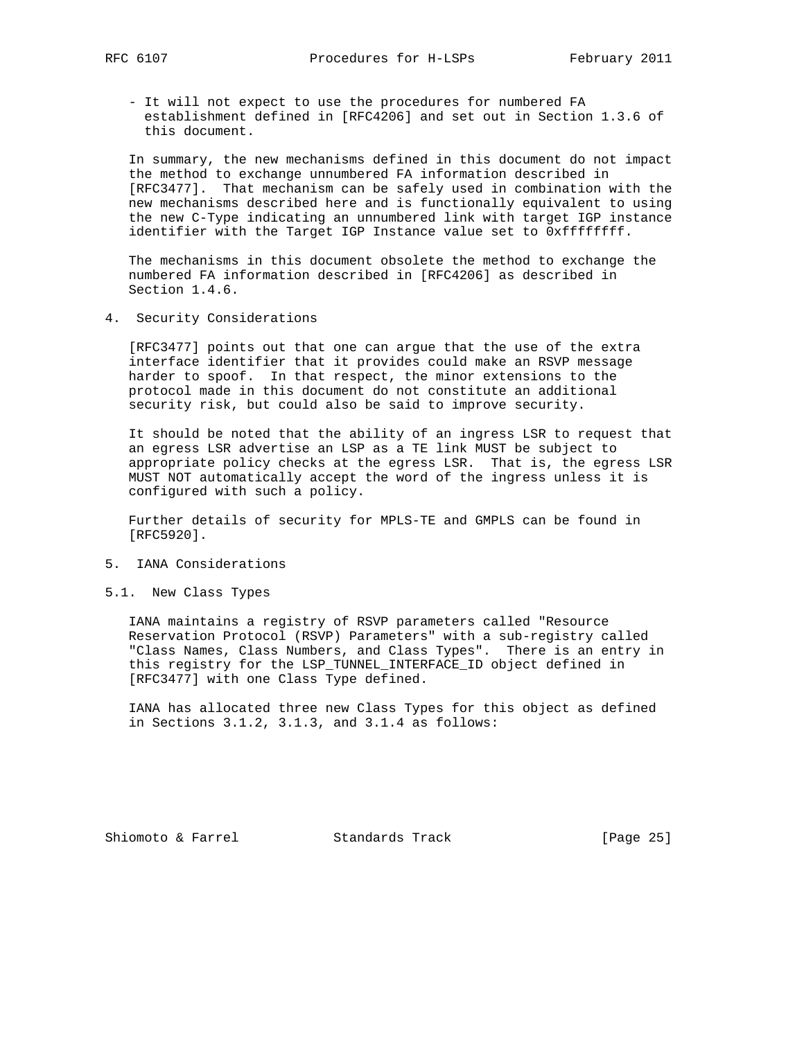- It will not expect to use the procedures for numbered FA establishment defined in [RFC4206] and set out in Section 1.3.6 of this document.

In summary, the new mechanisms defined in this document do not impact the method to exchange unnumbered FA information described in [RFC3477]. That mechanism can be safely used in combination with the new mechanisms described here and is functionally equivalent to using the new C-Type indicating an unnumbered link with target IGP instance identifier with the Target IGP Instance value set to 0xffffffff.

The mechanisms in this document obsolete the method to exchange the numbered FA information described in [RFC4206] as described in Section 1.4.6.

## 4. Security Considerations

[RFC3477] points out that one can argue that the use of the extra interface identifier that it provides could make an RSVP message harder to spoof. In that respect, the minor extensions to the protocol made in this document do not constitute an additional security risk, but could also be said to improve security.

It should be noted that the ability of an ingress LSR to request that an egress LSR advertise an LSP as a TE link MUST be subject to appropriate policy checks at the egress LSR. That is, the egress LSR MUST NOT automatically accept the word of the ingress unless it is configured with such a policy.

Further details of security for MPLS-TE and GMPLS can be found in [RFC5920].

## 5. IANA Considerations

### 5.1. New Class Types

IANA maintains a registry of RSVP parameters called "Resource Reservation Protocol (RSVP) Parameters" with a sub-registry called "Class Names, Class Numbers, and Class Types". There is an entry in this registry for the LSP_TUNNEL_INTERFACE_ID object defined in [RFC3477] with one Class Type defined.

IANA has allocated three new Class Types for this object as defined in Sections 3.1.2, 3.1.3, and 3.1.4 as follows: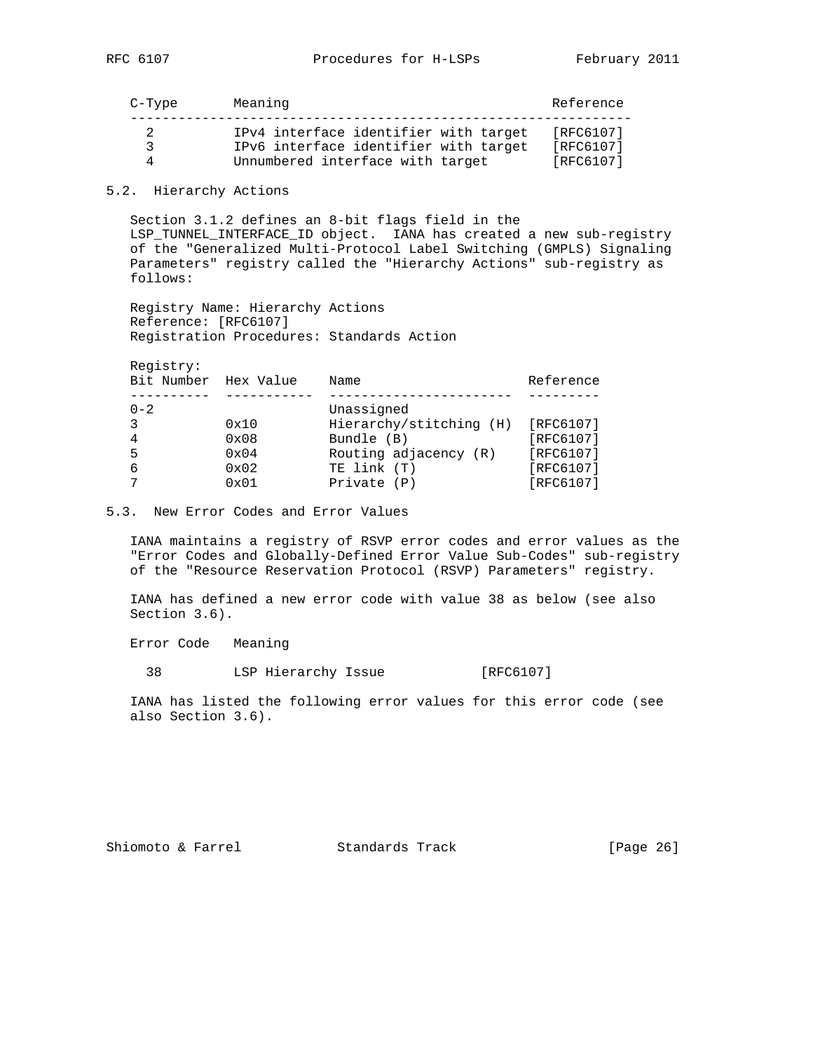| C-Type | Meaning | Reference |
| --- | --- | --- |
| 2 | IPv4 interface identifier with target | [RFC6107] |
| 3 | IPv6 interface identifier with target | [RFC6107] |
| 4 | Unnumbered interface with target | [RFC6107] |

## 5.2. Hierarchy Actions

Section 3.1.2 defines an 8-bit flags field in the LSP_TUNNEL_INTERFACE_ID object. IANA has created a new sub-registry of the "Generalized Multi-Protocol Label Switching (GMPLS) Signaling Parameters" registry called the "Hierarchy Actions" sub-registry as follows:

Registry Name: Hierarchy Actions
Reference: [RFC6107]
Registration Procedures: Standards Action

Registry:

| Bit Number | Hex Value | Name | Reference |
| --- | --- | --- | --- |
| 0-2 | | Unassigned | |
| 3 | 0x10 | Hierarchy/stitching (H) | [RFC6107] |
| 4 | 0x08 | Bundle (B) | [RFC6107] |
| 5 | 0x04 | Routing adjacency (R) | [RFC6107] |
| 6 | 0x02 | TE link (T) | [RFC6107] |
| 7 | 0x01 | Private (P) | [RFC6107] |

## 5.3. New Error Codes and Error Values

IANA maintains a registry of RSVP error codes and error values as the "Error Codes and Globally-Defined Error Value Sub-Codes" sub-registry of the "Resource Reservation Protocol (RSVP) Parameters" registry.

IANA has defined a new error code with value 38 as below (see also Section 3.6).

| Error Code | Meaning | |
| --- | --- | --- |
| 38 | LSP Hierarchy Issue | [RFC6107] |

IANA has listed the following error values for this error code (see also Section 3.6).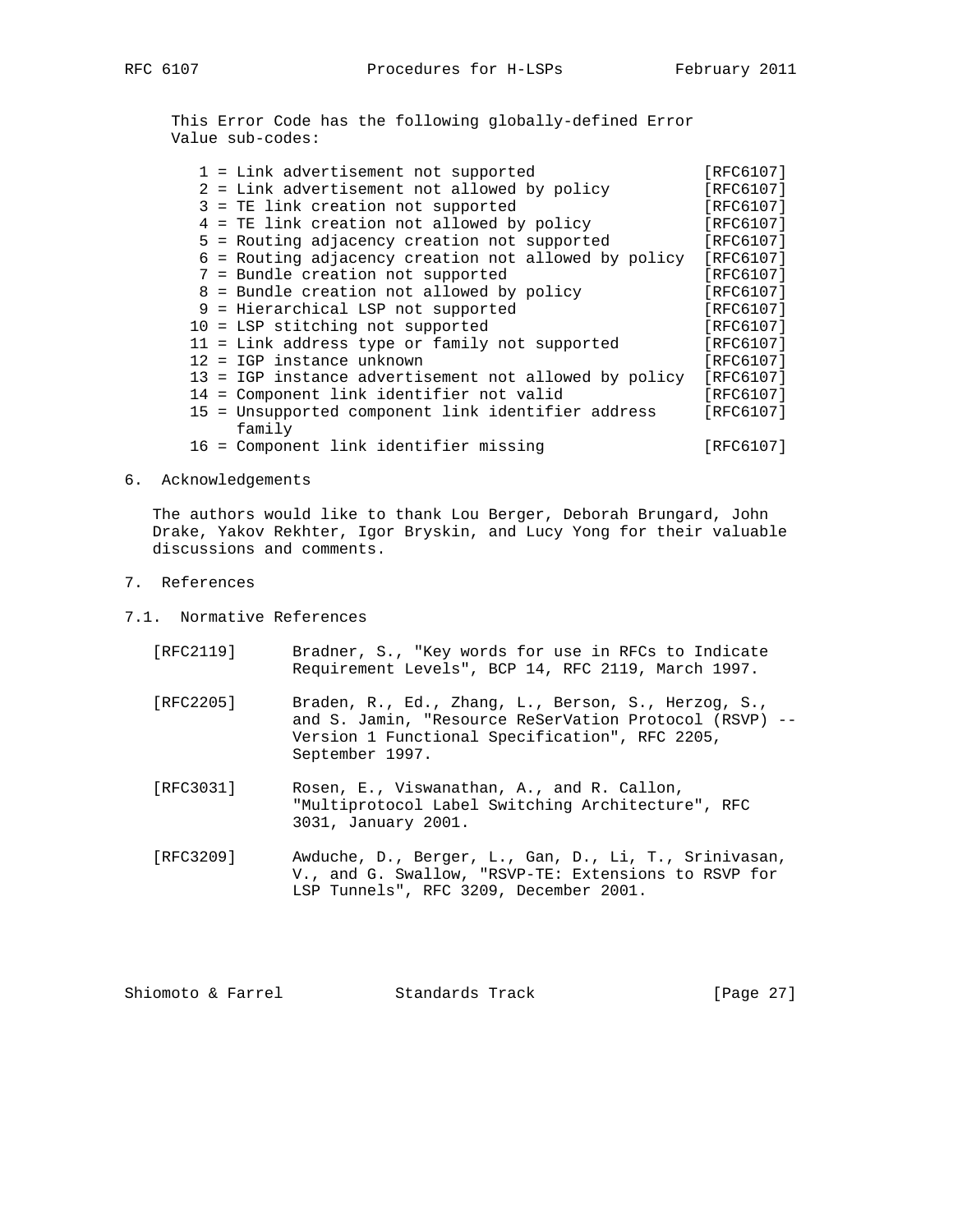This Error Code has the following globally-defined Error Value sub-codes:

```
 1 = Link advertisement not supported                  [RFC6107]
 2 = Link advertisement not allowed by policy          [RFC6107]
 3 = TE link creation not supported                    [RFC6107]
 4 = TE link creation not allowed by policy            [RFC6107]
 5 = Routing adjacency creation not supported          [RFC6107]
 6 = Routing adjacency creation not allowed by policy  [RFC6107]
 7 = Bundle creation not supported                     [RFC6107]
 8 = Bundle creation not allowed by policy             [RFC6107]
 9 = Hierarchical LSP not supported                    [RFC6107]
10 = LSP stitching not supported                       [RFC6107]
11 = Link address type or family not supported         [RFC6107]
12 = IGP instance unknown                              [RFC6107]
13 = IGP instance advertisement not allowed by policy  [RFC6107]
14 = Component link identifier not valid               [RFC6107]
15 = Unsupported component link identifier address     [RFC6107]
     family
16 = Component link identifier missing                 [RFC6107]
```

## 6. Acknowledgements

The authors would like to thank Lou Berger, Deborah Brungard, John Drake, Yakov Rekhter, Igor Bryskin, and Lucy Yong for their valuable discussions and comments.

## 7. References

### 7.1. Normative References

[RFC2119] Bradner, S., "Key words for use in RFCs to Indicate Requirement Levels", BCP 14, RFC 2119, March 1997.

[RFC2205] Braden, R., Ed., Zhang, L., Berson, S., Herzog, S., and S. Jamin, "Resource ReSerVation Protocol (RSVP) -- Version 1 Functional Specification", RFC 2205, September 1997.

[RFC3031] Rosen, E., Viswanathan, A., and R. Callon, "Multiprotocol Label Switching Architecture", RFC 3031, January 2001.

[RFC3209] Awduche, D., Berger, L., Gan, D., Li, T., Srinivasan, V., and G. Swallow, "RSVP-TE: Extensions to RSVP for LSP Tunnels", RFC 3209, December 2001.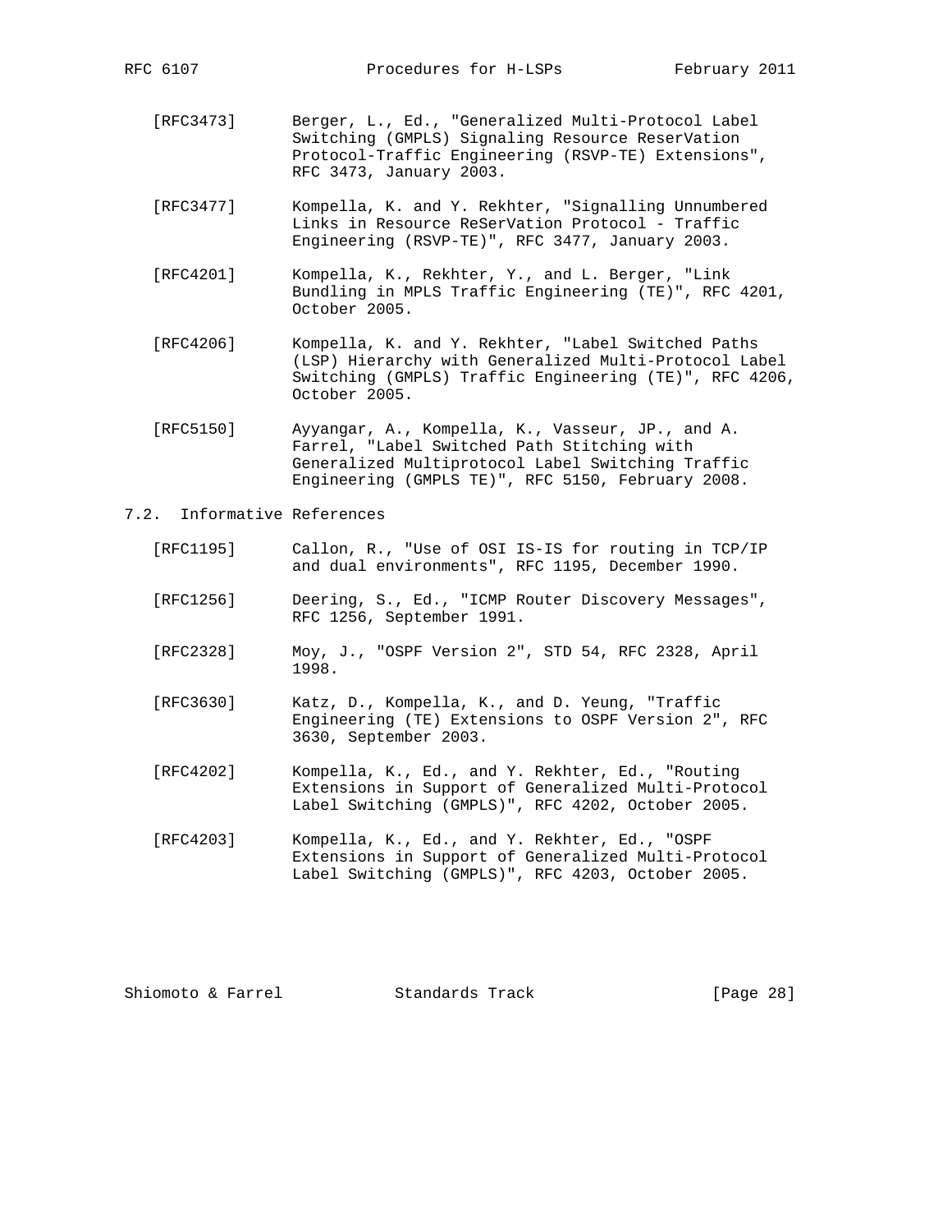[RFC3473] Berger, L., Ed., "Generalized Multi-Protocol Label Switching (GMPLS) Signaling Resource ReserVation Protocol-Traffic Engineering (RSVP-TE) Extensions", RFC 3473, January 2003.

[RFC3477] Kompella, K. and Y. Rekhter, "Signalling Unnumbered Links in Resource ReSerVation Protocol - Traffic Engineering (RSVP-TE)", RFC 3477, January 2003.

[RFC4201] Kompella, K., Rekhter, Y., and L. Berger, "Link Bundling in MPLS Traffic Engineering (TE)", RFC 4201, October 2005.

[RFC4206] Kompella, K. and Y. Rekhter, "Label Switched Paths (LSP) Hierarchy with Generalized Multi-Protocol Label Switching (GMPLS) Traffic Engineering (TE)", RFC 4206, October 2005.

[RFC5150] Ayyangar, A., Kompella, K., Vasseur, JP., and A. Farrel, "Label Switched Path Stitching with Generalized Multiprotocol Label Switching Traffic Engineering (GMPLS TE)", RFC 5150, February 2008.

## 7.2. Informative References

[RFC1195] Callon, R., "Use of OSI IS-IS for routing in TCP/IP and dual environments", RFC 1195, December 1990.

[RFC1256] Deering, S., Ed., "ICMP Router Discovery Messages", RFC 1256, September 1991.

[RFC2328] Moy, J., "OSPF Version 2", STD 54, RFC 2328, April 1998.

[RFC3630] Katz, D., Kompella, K., and D. Yeung, "Traffic Engineering (TE) Extensions to OSPF Version 2", RFC 3630, September 2003.

[RFC4202] Kompella, K., Ed., and Y. Rekhter, Ed., "Routing Extensions in Support of Generalized Multi-Protocol Label Switching (GMPLS)", RFC 4202, October 2005.

[RFC4203] Kompella, K., Ed., and Y. Rekhter, Ed., "OSPF Extensions in Support of Generalized Multi-Protocol Label Switching (GMPLS)", RFC 4203, October 2005.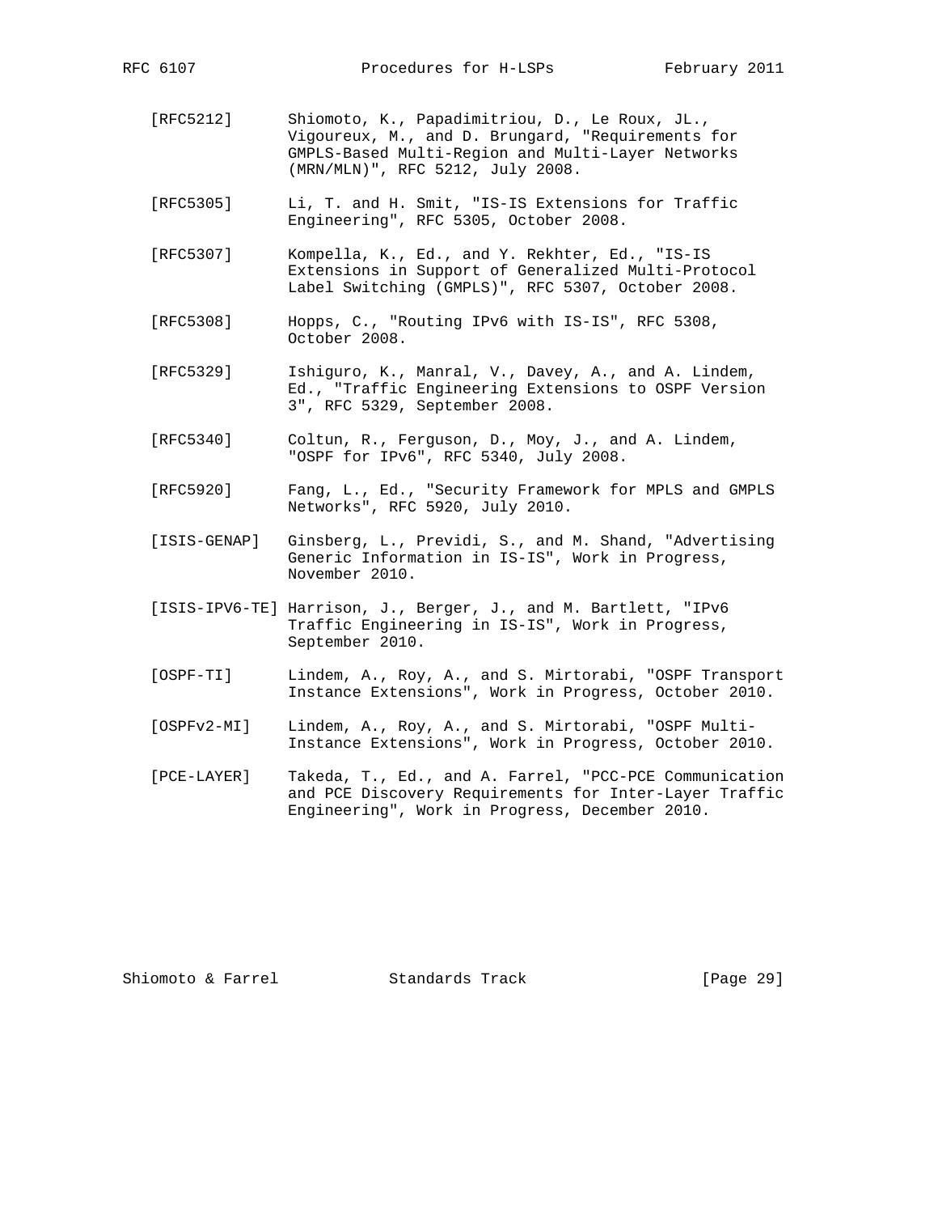[RFC5212] Shiomoto, K., Papadimitriou, D., Le Roux, JL., Vigoureux, M., and D. Brungard, "Requirements for GMPLS-Based Multi-Region and Multi-Layer Networks (MRN/MLN)", RFC 5212, July 2008.

[RFC5305] Li, T. and H. Smit, "IS-IS Extensions for Traffic Engineering", RFC 5305, October 2008.

[RFC5307] Kompella, K., Ed., and Y. Rekhter, Ed., "IS-IS Extensions in Support of Generalized Multi-Protocol Label Switching (GMPLS)", RFC 5307, October 2008.

[RFC5308] Hopps, C., "Routing IPv6 with IS-IS", RFC 5308, October 2008.

[RFC5329] Ishiguro, K., Manral, V., Davey, A., and A. Lindem, Ed., "Traffic Engineering Extensions to OSPF Version 3", RFC 5329, September 2008.

[RFC5340] Coltun, R., Ferguson, D., Moy, J., and A. Lindem, "OSPF for IPv6", RFC 5340, July 2008.

[RFC5920] Fang, L., Ed., "Security Framework for MPLS and GMPLS Networks", RFC 5920, July 2010.

[ISIS-GENAP] Ginsberg, L., Previdi, S., and M. Shand, "Advertising Generic Information in IS-IS", Work in Progress, November 2010.

[ISIS-IPV6-TE] Harrison, J., Berger, J., and M. Bartlett, "IPv6 Traffic Engineering in IS-IS", Work in Progress, September 2010.

[OSPF-TI] Lindem, A., Roy, A., and S. Mirtorabi, "OSPF Transport Instance Extensions", Work in Progress, October 2010.

[OSPFv2-MI] Lindem, A., Roy, A., and S. Mirtorabi, "OSPF Multi-Instance Extensions", Work in Progress, October 2010.

[PCE-LAYER] Takeda, T., Ed., and A. Farrel, "PCC-PCE Communication and PCE Discovery Requirements for Inter-Layer Traffic Engineering", Work in Progress, December 2010.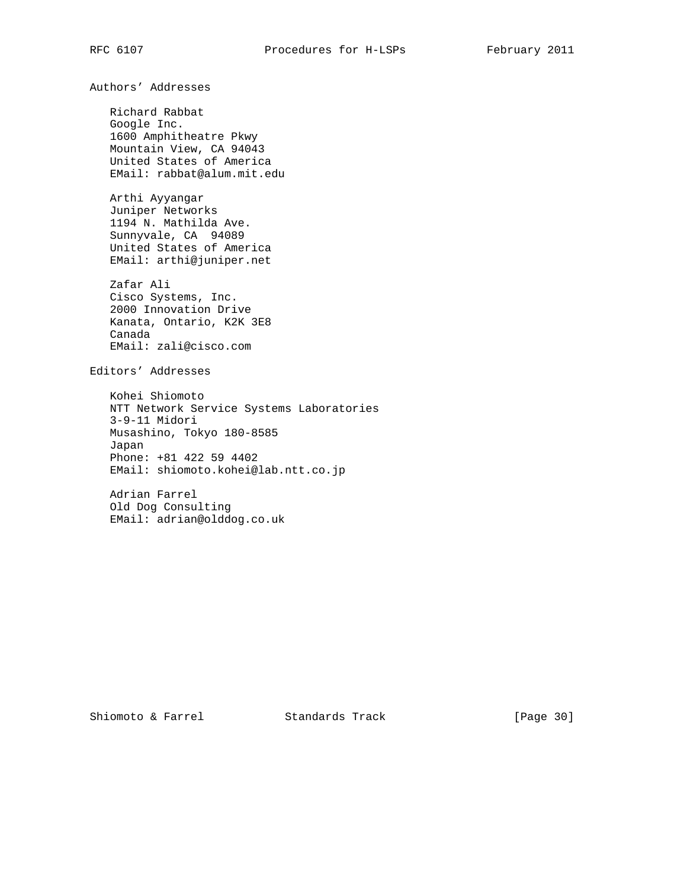## Authors' Addresses

Richard Rabbat
Google Inc.
1600 Amphitheatre Pkwy
Mountain View, CA 94043
United States of America
EMail: rabbat@alum.mit.edu

Arthi Ayyangar
Juniper Networks
1194 N. Mathilda Ave.
Sunnyvale, CA  94089
United States of America
EMail: arthi@juniper.net

Zafar Ali
Cisco Systems, Inc.
2000 Innovation Drive
Kanata, Ontario, K2K 3E8
Canada
EMail: zali@cisco.com

## Editors' Addresses

Kohei Shiomoto
NTT Network Service Systems Laboratories
3-9-11 Midori
Musashino, Tokyo 180-8585
Japan
Phone: +81 422 59 4402
EMail: shiomoto.kohei@lab.ntt.co.jp

Adrian Farrel
Old Dog Consulting
EMail: adrian@olddog.co.uk